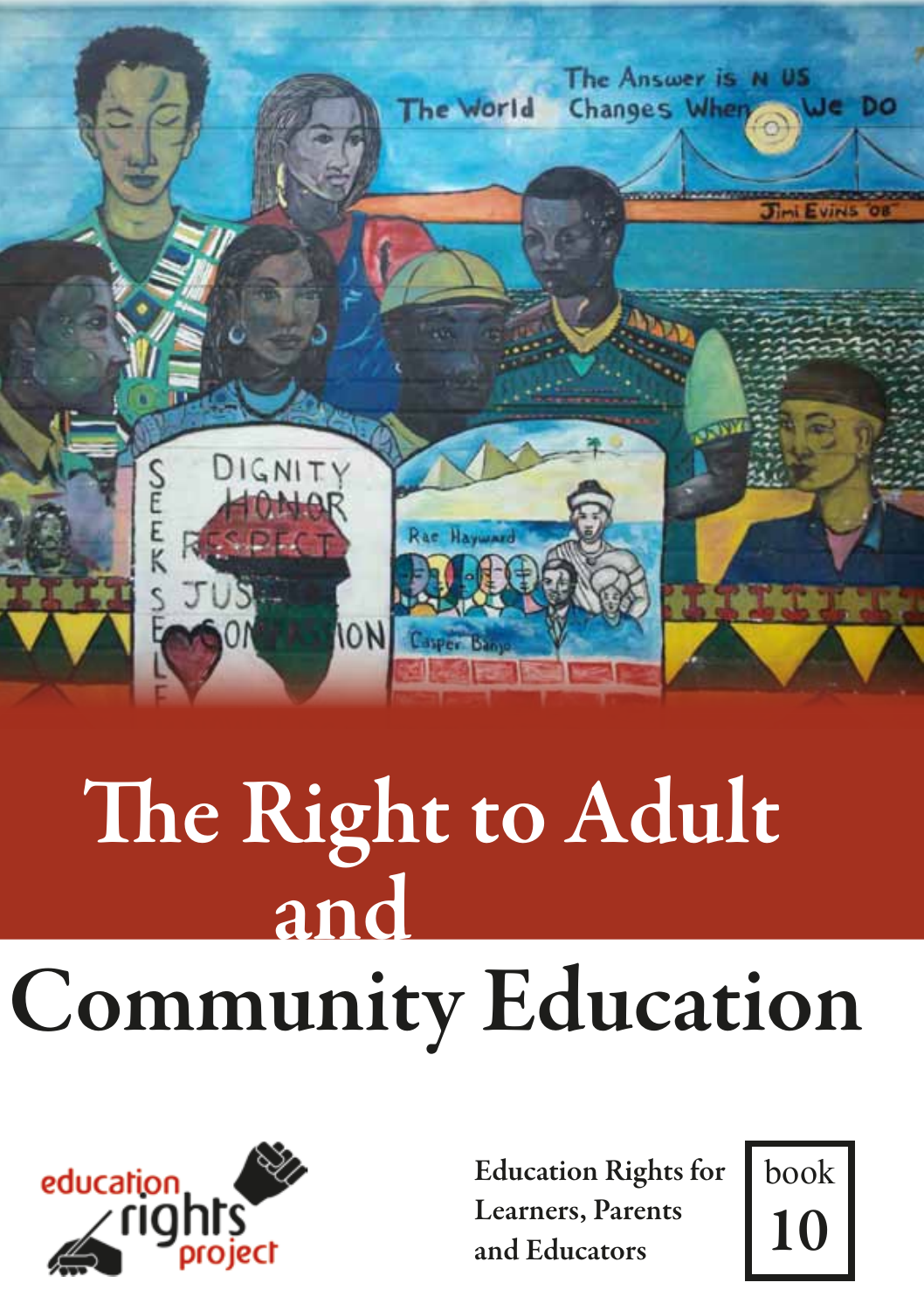# The Right to Adult and Community Education

education rights project

Education Rights for Learners, Parents and Educators

book 10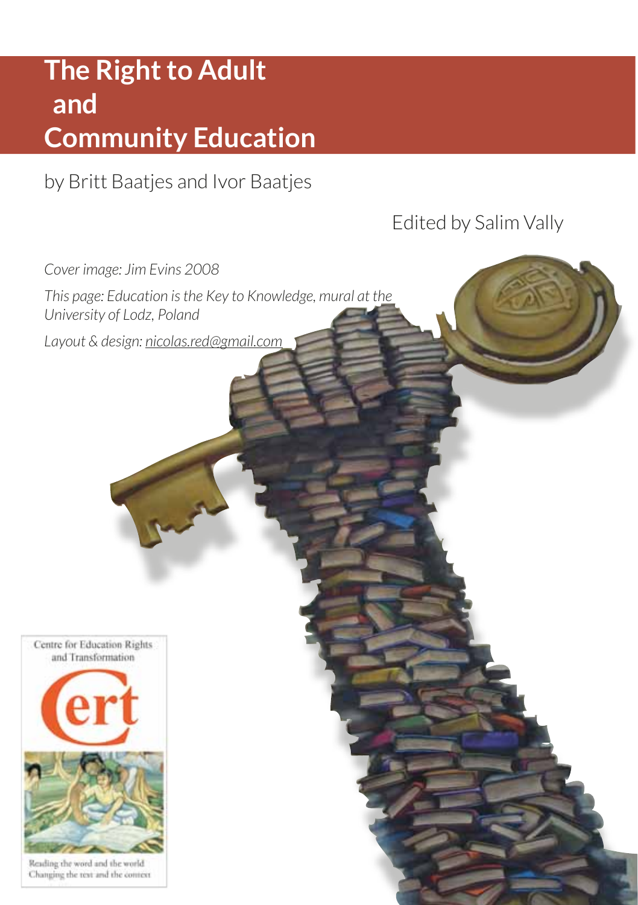# The Right to Adult and Community Education

by Britt Baatjes and Ivor Baatjes

Edited by Salim Vally

*Cover image: Jim Evins 2008*

*This page: Education is the Key to Knowledge, mural at the University of Lodz, Poland*

*Layout & design: nicolas.red@gmail.com*

Centre for Education Rights and Transformation

cert

Reading the word and the world
Changing the text and the context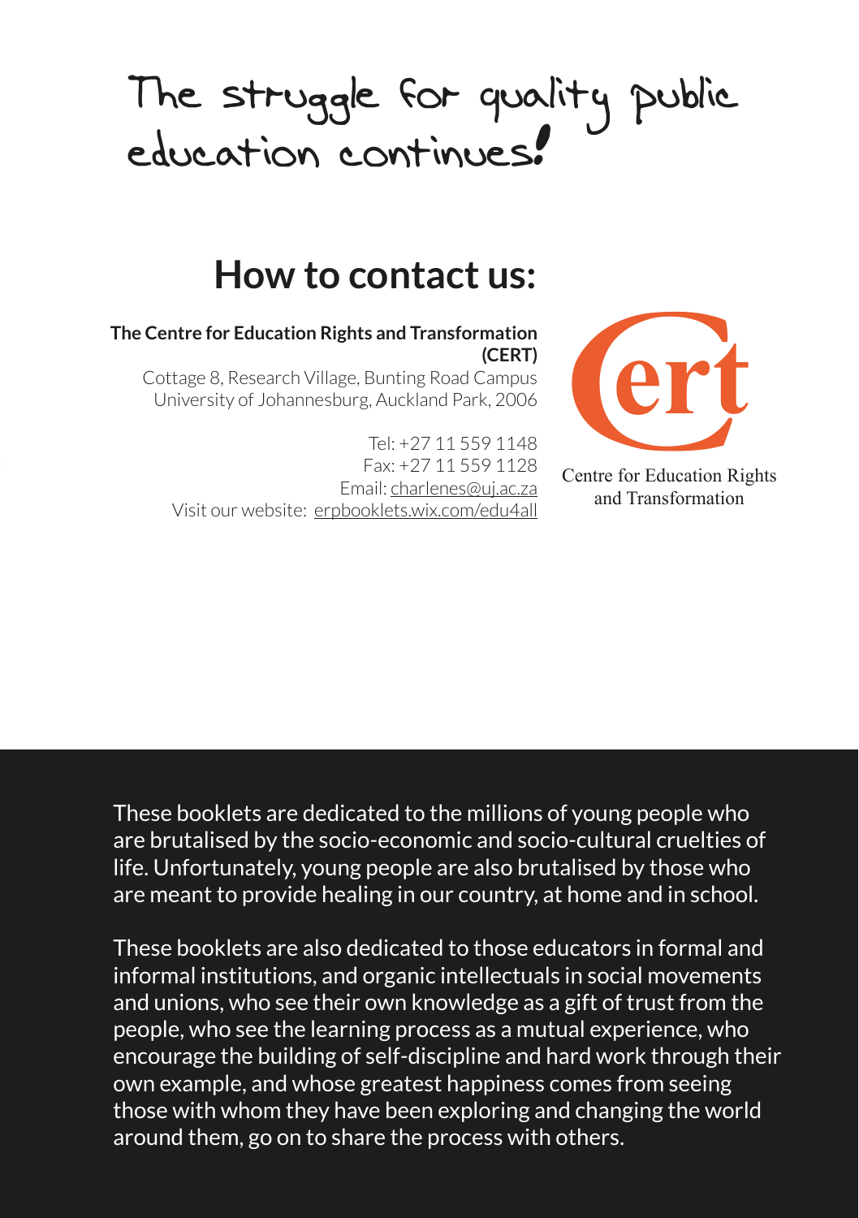# The struggle for quality public education continues!

## How to contact us:

**The Centre for Education Rights and Transformation (CERT)**

Cottage 8, Research Village, Bunting Road Campus
University of Johannesburg, Auckland Park, 2006

Tel: +27 11 559 1148
Fax: +27 11 559 1128
Email: charlenes@uj.ac.za
Visit our website: erpbooklets.wix.com/edu4all

cert
Centre for Education Rights and Transformation

These booklets are dedicated to the millions of young people who are brutalised by the socio-economic and socio-cultural cruelties of life. Unfortunately, young people are also brutalised by those who are meant to provide healing in our country, at home and in school.

These booklets are also dedicated to those educators in formal and informal institutions, and organic intellectuals in social movements and unions, who see their own knowledge as a gift of trust from the people, who see the learning process as a mutual experience, who encourage the building of self-discipline and hard work through their own example, and whose greatest happiness comes from seeing those with whom they have been exploring and changing the world around them, go on to share the process with others.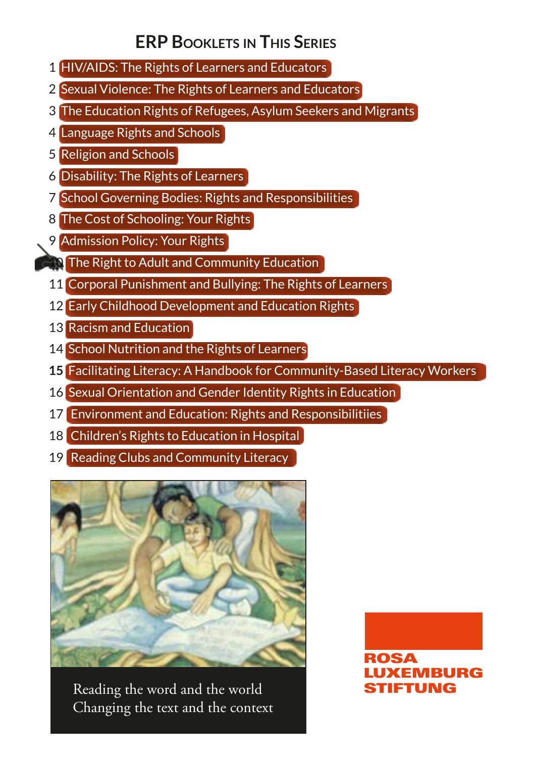## ERP Booklets in This Series

1. HIV/AIDS: The Rights of Learners and Educators
2. Sexual Violence: The Rights of Learners and Educators
3. The Education Rights of Refugees, Asylum Seekers and Migrants
4. Language Rights and Schools
5. Religion and Schools
6. Disability: The Rights of Learners
7. School Governing Bodies: Rights and Responsibilities
8. The Cost of Schooling: Your Rights
9. Admission Policy: Your Rights
10. The Right to Adult and Community Education
11. Corporal Punishment and Bullying: The Rights of Learners
12. Early Childhood Development and Education Rights
13. Racism and Education
14. School Nutrition and the Rights of Learners
15. **Facilitating Literacy: A Handbook for Community-Based Literacy Workers**
16. Sexual Orientation and Gender Identity Rights in Education
17. Environment and Education: Rights and Responsibilitiies
18. Children's Rights to Education in Hospital
19. Reading Clubs and Community Literacy

Reading the word and the world
Changing the text and the context

ROSA LUXEMBURG STIFTUNG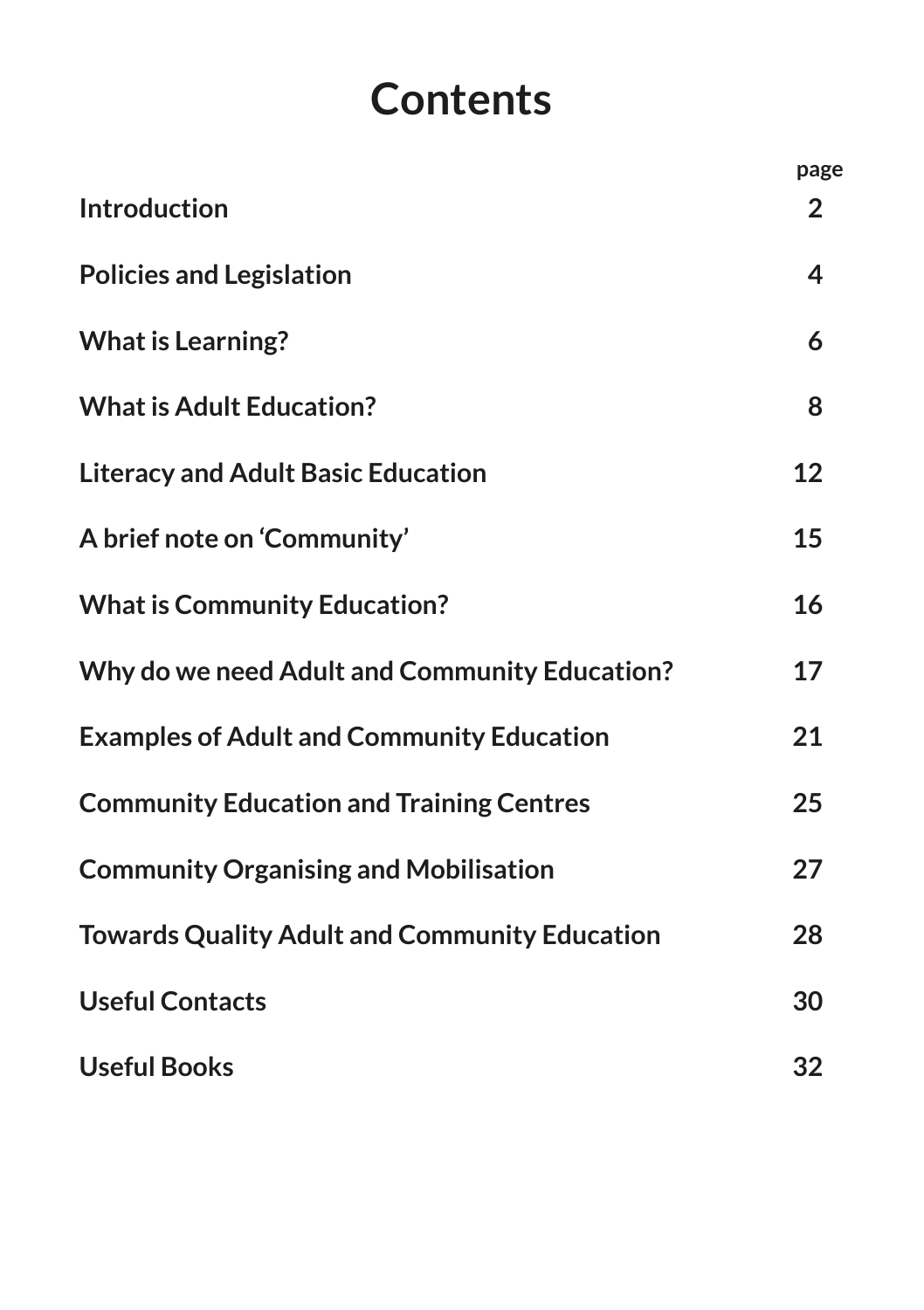# Contents

| | page |
|---|---|
| **Introduction** | **2** |
| **Policies and Legislation** | **4** |
| **What is Learning?** | **6** |
| **What is Adult Education?** | **8** |
| **Literacy and Adult Basic Education** | **12** |
| **A brief note on 'Community'** | **15** |
| **What is Community Education?** | **16** |
| **Why do we need Adult and Community Education?** | **17** |
| **Examples of Adult and Community Education** | **21** |
| **Community Education and Training Centres** | **25** |
| **Community Organising and Mobilisation** | **27** |
| **Towards Quality Adult and Community Education** | **28** |
| **Useful Contacts** | **30** |
| **Useful Books** | **32** |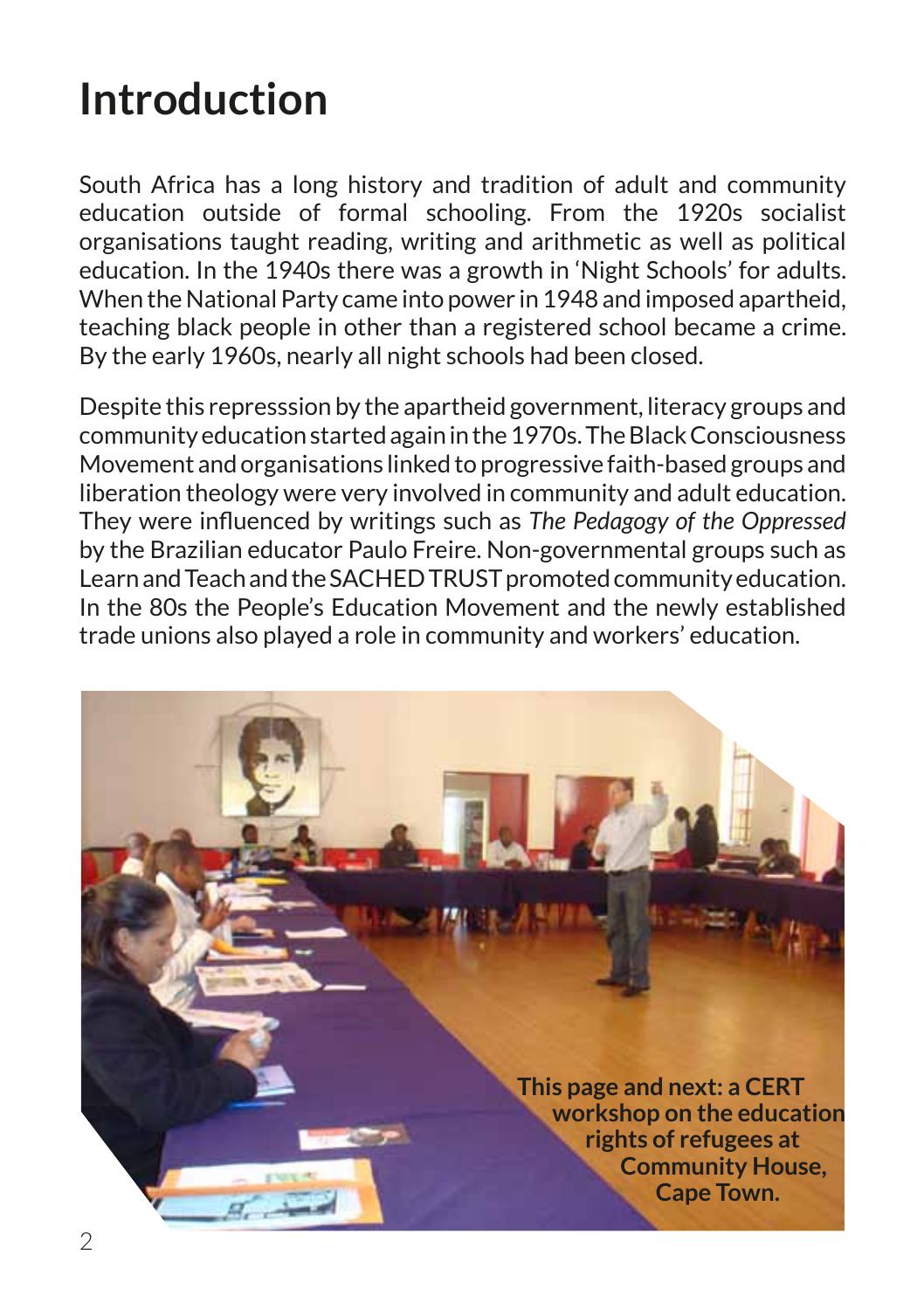# Introduction

South Africa has a long history and tradition of adult and community education outside of formal schooling. From the 1920s socialist organisations taught reading, writing and arithmetic as well as political education. In the 1940s there was a growth in 'Night Schools' for adults. When the National Party came into power in 1948 and imposed apartheid, teaching black people in other than a registered school became a crime. By the early 1960s, nearly all night schools had been closed.

Despite this represssion by the apartheid government, literacy groups and community education started again in the 1970s. The Black Consciousness Movement and organisations linked to progressive faith-based groups and liberation theology were very involved in community and adult education. They were influenced by writings such as *The Pedagogy of the Oppressed* by the Brazilian educator Paulo Freire. Non-governmental groups such as Learn and Teach and the SACHED TRUST promoted community education. In the 80s the People's Education Movement and the newly established trade unions also played a role in community and workers' education.

**This page and next: a CERT workshop on the education rights of refugees at Community House, Cape Town.**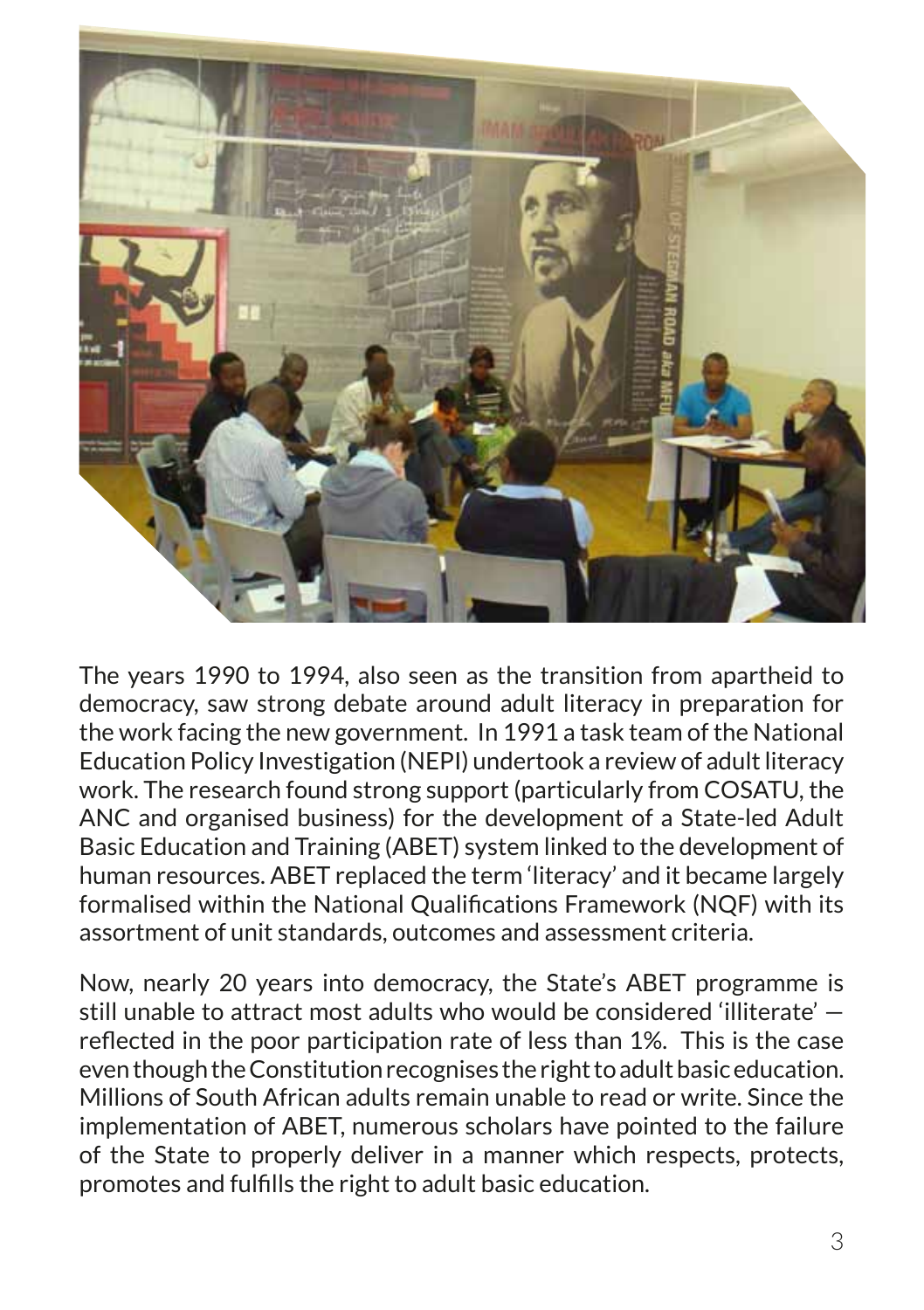The years 1990 to 1994, also seen as the transition from apartheid to democracy, saw strong debate around adult literacy in preparation for the work facing the new government. In 1991 a task team of the National Education Policy Investigation (NEPI) undertook a review of adult literacy work. The research found strong support (particularly from COSATU, the ANC and organised business) for the development of a State-led Adult Basic Education and Training (ABET) system linked to the development of human resources. ABET replaced the term 'literacy' and it became largely formalised within the National Qualifications Framework (NQF) with its assortment of unit standards, outcomes and assessment criteria.

Now, nearly 20 years into democracy, the State's ABET programme is still unable to attract most adults who would be considered 'illiterate' — reflected in the poor participation rate of less than 1%. This is the case even though the Constitution recognises the right to adult basic education. Millions of South African adults remain unable to read or write. Since the implementation of ABET, numerous scholars have pointed to the failure of the State to properly deliver in a manner which respects, protects, promotes and fulfills the right to adult basic education.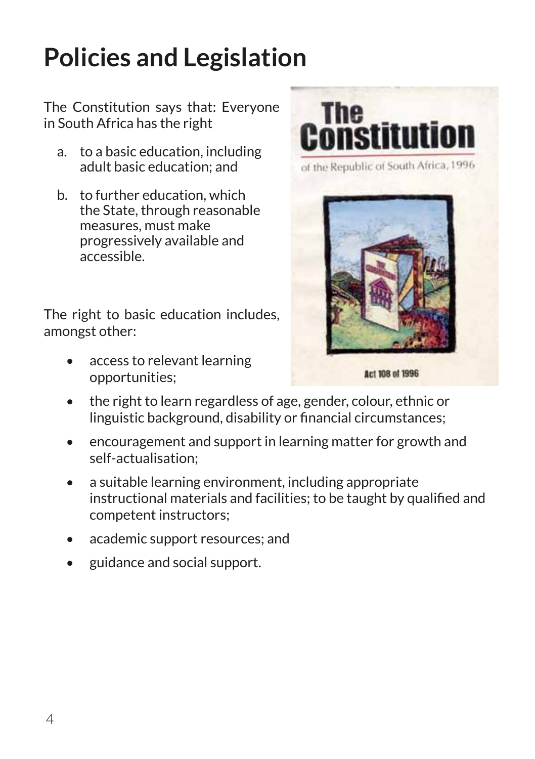# Policies and Legislation

The Constitution says that: Everyone in South Africa has the right

a. to a basic education, including adult basic education; and

b. to further education, which the State, through reasonable measures, must make progressively available and accessible.

The right to basic education includes, amongst other:

- access to relevant learning opportunities;
- the right to learn regardless of age, gender, colour, ethnic or linguistic background, disability or financial circumstances;
- encouragement and support in learning matter for growth and self-actualisation;
- a suitable learning environment, including appropriate instructional materials and facilities; to be taught by qualified and competent instructors;
- academic support resources; and
- guidance and social support.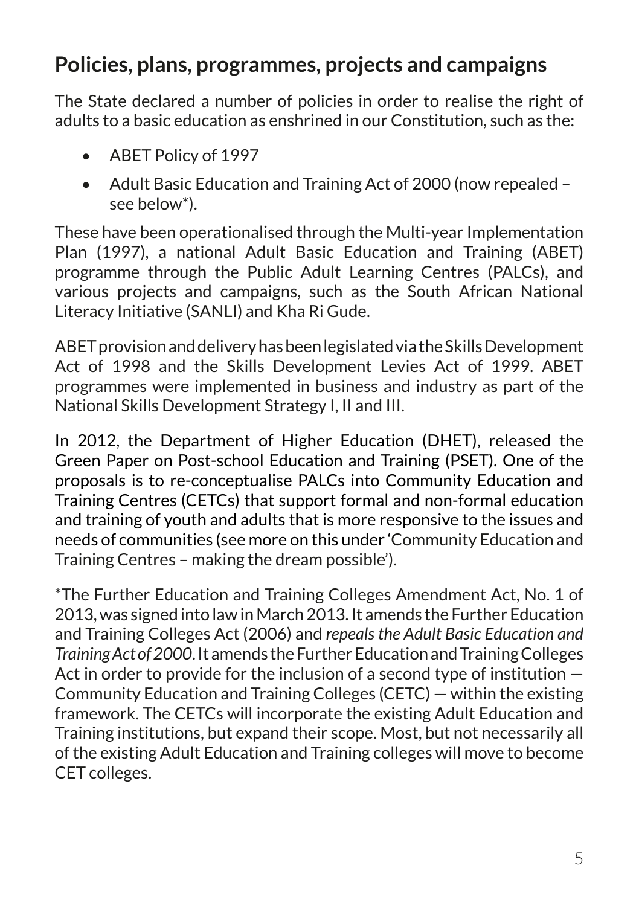## Policies, plans, programmes, projects and campaigns

The State declared a number of policies in order to realise the right of adults to a basic education as enshrined in our Constitution, such as the:

- ABET Policy of 1997
- Adult Basic Education and Training Act of 2000 (now repealed – see below*).

These have been operationalised through the Multi-year Implementation Plan (1997), a national Adult Basic Education and Training (ABET) programme through the Public Adult Learning Centres (PALCs), and various projects and campaigns, such as the South African National Literacy Initiative (SANLI) and Kha Ri Gude.

ABET provision and delivery has been legislated via the Skills Development Act of 1998 and the Skills Development Levies Act of 1999. ABET programmes were implemented in business and industry as part of the National Skills Development Strategy I, II and III.

In 2012, the Department of Higher Education (DHET), released the Green Paper on Post-school Education and Training (PSET). One of the proposals is to re-conceptualise PALCs into Community Education and Training Centres (CETCs) that support formal and non-formal education and training of youth and adults that is more responsive to the issues and needs of communities (see more on this under 'Community Education and Training Centres – making the dream possible').

*The Further Education and Training Colleges Amendment Act, No. 1 of 2013, was signed into law in March 2013. It amends the Further Education and Training Colleges Act (2006) and *repeals the Adult Basic Education and Training Act of 2000*. It amends the Further Education and Training Colleges Act in order to provide for the inclusion of a second type of institution — Community Education and Training Colleges (CETC) — within the existing framework. The CETCs will incorporate the existing Adult Education and Training institutions, but expand their scope. Most, but not necessarily all of the existing Adult Education and Training colleges will move to become CET colleges.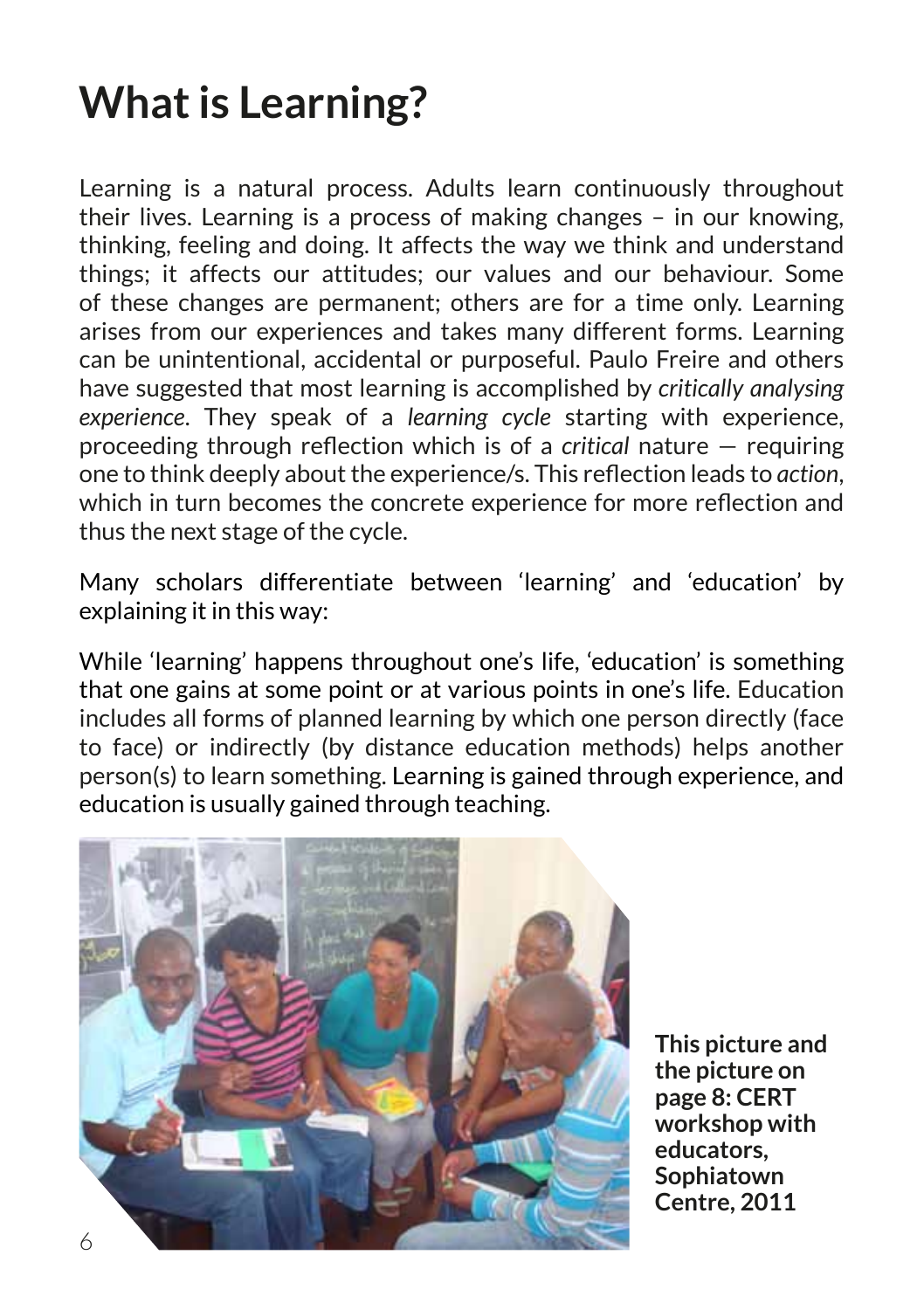# What is Learning?

Learning is a natural process. Adults learn continuously throughout their lives. Learning is a process of making changes – in our knowing, thinking, feeling and doing. It affects the way we think and understand things; it affects our attitudes; our values and our behaviour. Some of these changes are permanent; others are for a time only. Learning arises from our experiences and takes many different forms. Learning can be unintentional, accidental or purposeful. Paulo Freire and others have suggested that most learning is accomplished by *critically analysing experience*. They speak of a *learning cycle* starting with experience, proceeding through reflection which is of a *critical* nature — requiring one to think deeply about the experience/s. This reflection leads to *action*, which in turn becomes the concrete experience for more reflection and thus the next stage of the cycle.

Many scholars differentiate between 'learning' and 'education' by explaining it in this way:

While 'learning' happens throughout one's life, 'education' is something that one gains at some point or at various points in one's life. Education includes all forms of planned learning by which one person directly (face to face) or indirectly (by distance education methods) helps another person(s) to learn something. Learning is gained through experience, and education is usually gained through teaching.

**This picture and the picture on page 8: CERT workshop with educators, Sophiatown Centre, 2011**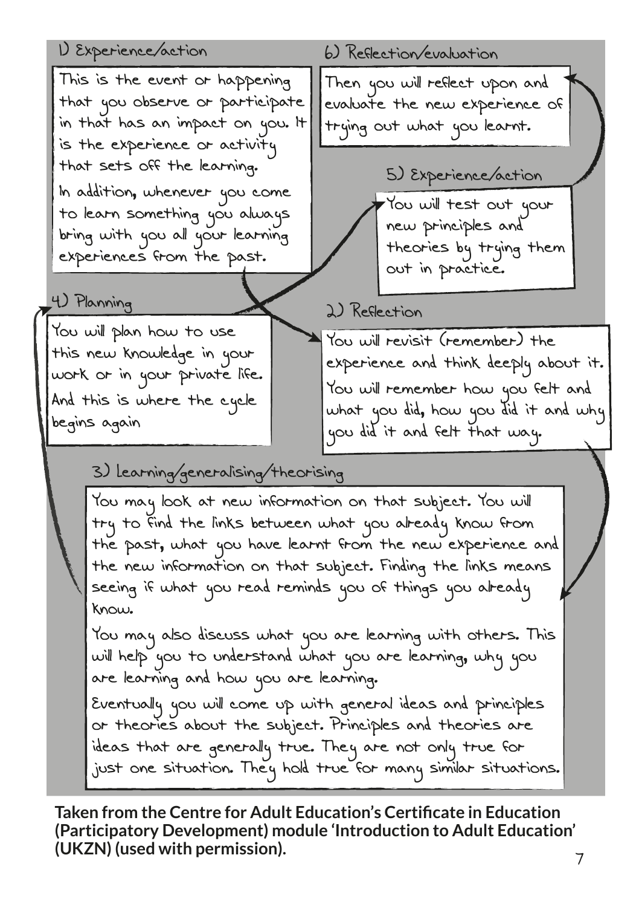### 1) Experience/action

This is the event or happening that you observe or participate in that has an impact on you. It is the experience or activity that sets off the learning.

In addition, whenever you come to learn something you always bring with you all your learning experiences from the past.

### 2) Reflection

You will revisit (remember) the experience and think deeply about it.

You will remember how you felt and what you did, how you did it and why you did it and felt that way.

### 3) Learning/generalising/theorising

You may look at new information on that subject. You will try to find the links between what you already know from the past, what you have learnt from the new experience and the new information on that subject. Finding the links means seeing if what you read reminds you of things you already know.

You may also discuss what you are learning with others. This will help you to understand what you are learning, why you are learning and how you are learning.

Eventually you will come up with general ideas and principles or theories about the subject. Principles and theories are ideas that are generally true. They are not only true for just one situation. They hold true for many similar situations.

### 4) Planning

You will plan how to use this new knowledge in your work or in your private life.

And this is where the cycle begins again

### 5) Experience/action

You will test out your new principles and theories by trying them out in practice.

### 6) Reflection/evaluation

Then you will reflect upon and evaluate the new experience of trying out what you learnt.

**Taken from the Centre for Adult Education's Certificate in Education (Participatory Development) module 'Introduction to Adult Education' (UKZN) (used with permission).**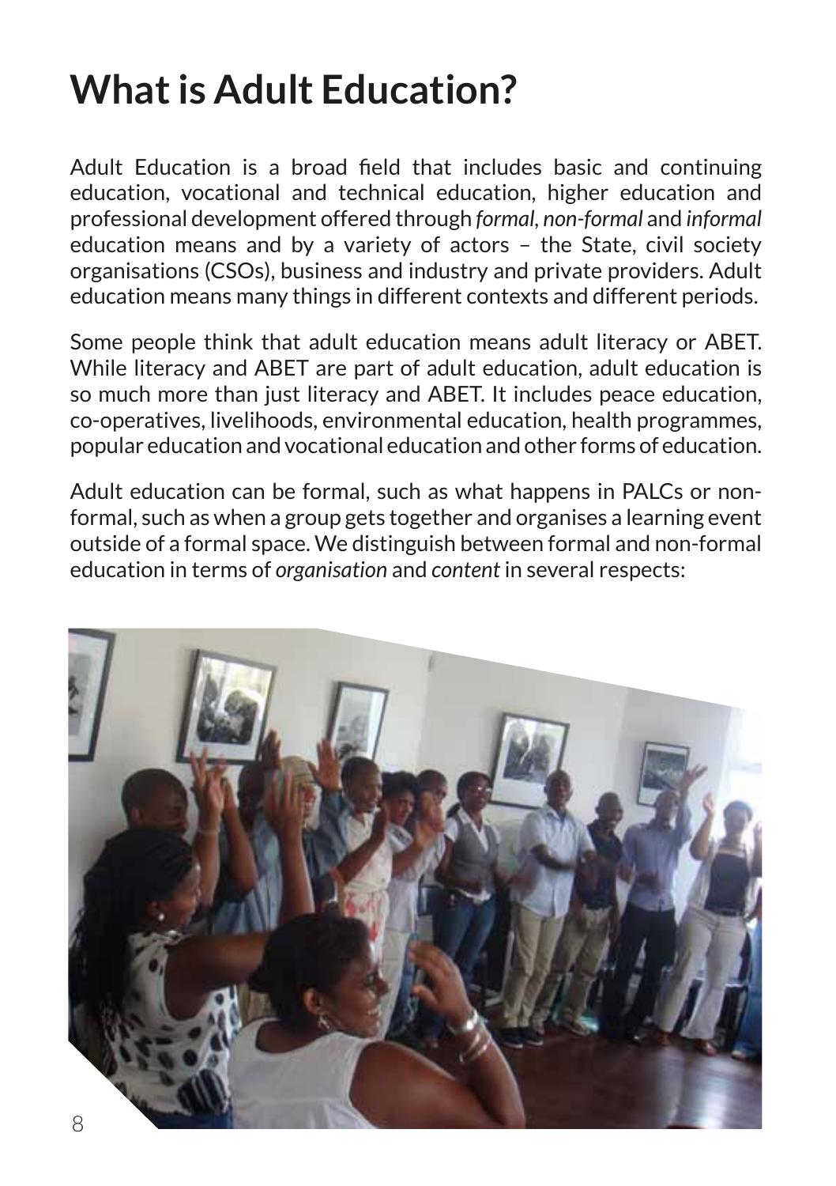# What is Adult Education?

Adult Education is a broad field that includes basic and continuing education, vocational and technical education, higher education and professional development offered through *formal*, *non-formal* and *informal* education means and by a variety of actors – the State, civil society organisations (CSOs), business and industry and private providers. Adult education means many things in different contexts and different periods.

Some people think that adult education means adult literacy or ABET. While literacy and ABET are part of adult education, adult education is so much more than just literacy and ABET. It includes peace education, co-operatives, livelihoods, environmental education, health programmes, popular education and vocational education and other forms of education.

Adult education can be formal, such as what happens in PALCs or non-formal, such as when a group gets together and organises a learning event outside of a formal space. We distinguish between formal and non-formal education in terms of *organisation* and *content* in several respects: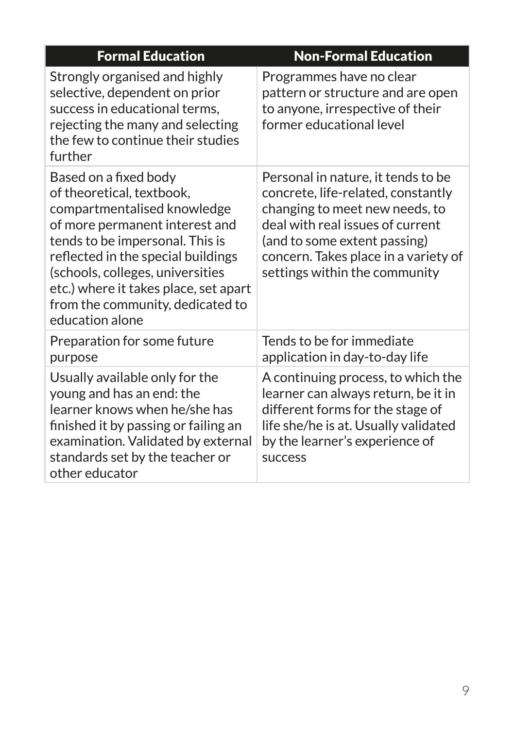| Formal Education | Non-Formal Education |
|---|---|
| Strongly organised and highly selective, dependent on prior success in educational terms, rejecting the many and selecting the few to continue their studies further | Programmes have no clear pattern or structure and are open to anyone, irrespective of their former educational level |
| Based on a fixed body of theoretical, textbook, compartmentalised knowledge of more permanent interest and tends to be impersonal. This is reflected in the special buildings (schools, colleges, universities etc.) where it takes place, set apart from the community, dedicated to education alone | Personal in nature, it tends to be concrete, life-related, constantly changing to meet new needs, to deal with real issues of current (and to some extent passing) concern. Takes place in a variety of settings within the community |
| Preparation for some future purpose | Tends to be for immediate application in day-to-day life |
| Usually available only for the young and has an end: the learner knows when he/she has finished it by passing or failing an examination. Validated by external standards set by the teacher or other educator | A continuing process, to which the learner can always return, be it in different forms for the stage of life she/he is at. Usually validated by the learner's experience of success |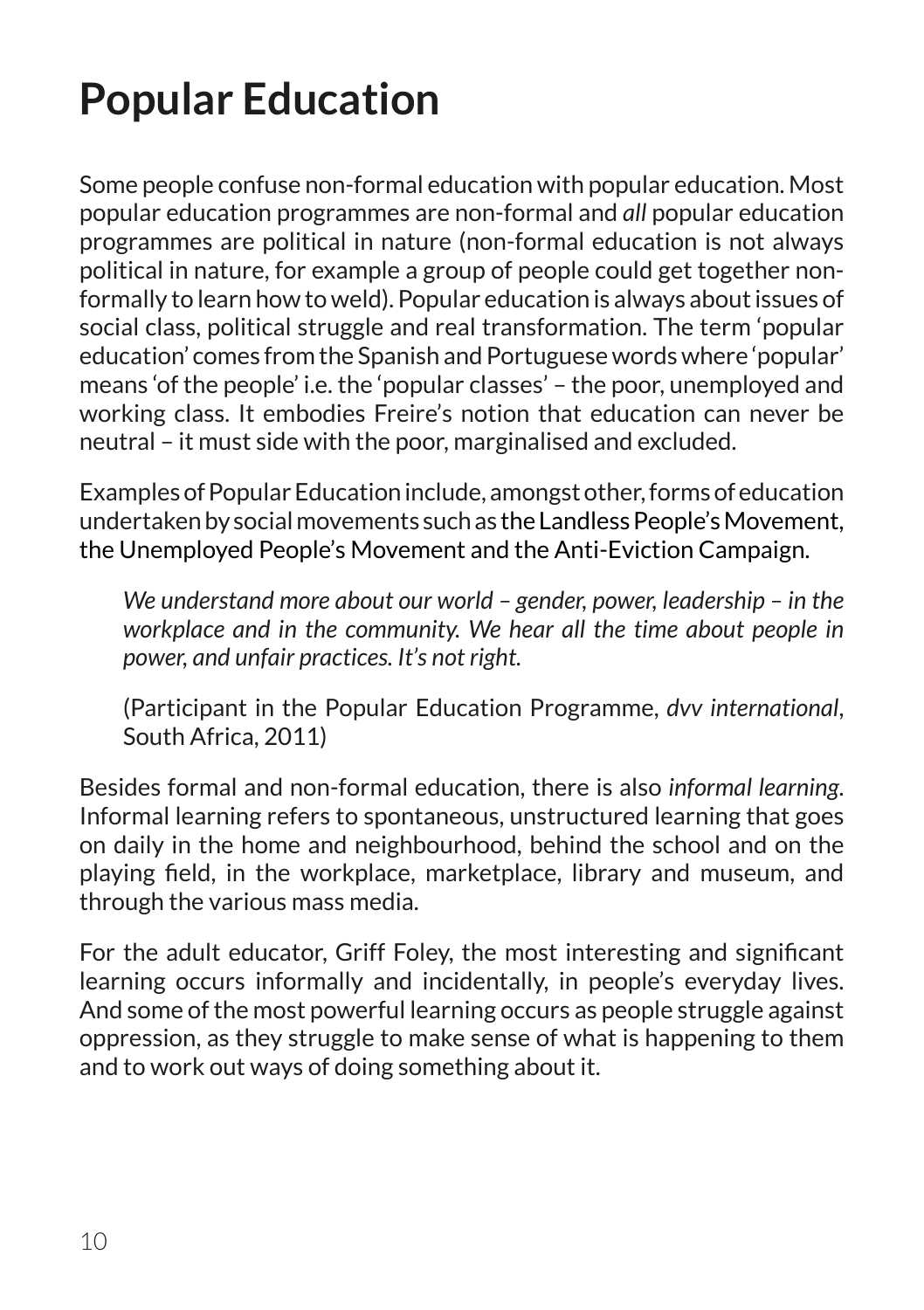# Popular Education

Some people confuse non-formal education with popular education. Most popular education programmes are non-formal and *all* popular education programmes are political in nature (non-formal education is not always political in nature, for example a group of people could get together non-formally to learn how to weld). Popular education is always about issues of social class, political struggle and real transformation. The term 'popular education' comes from the Spanish and Portuguese words where 'popular' means 'of the people' i.e. the 'popular classes' – the poor, unemployed and working class. It embodies Freire's notion that education can never be neutral – it must side with the poor, marginalised and excluded.

Examples of Popular Education include, amongst other, forms of education undertaken by social movements such as the Landless People's Movement, the Unemployed People's Movement and the Anti-Eviction Campaign.

> *We understand more about our world – gender, power, leadership – in the workplace and in the community. We hear all the time about people in power, and unfair practices. It's not right.*
>
> (Participant in the Popular Education Programme, *dvv international*, South Africa, 2011)

Besides formal and non-formal education, there is also *informal learning*. Informal learning refers to spontaneous, unstructured learning that goes on daily in the home and neighbourhood, behind the school and on the playing field, in the workplace, marketplace, library and museum, and through the various mass media.

For the adult educator, Griff Foley, the most interesting and significant learning occurs informally and incidentally, in people's everyday lives. And some of the most powerful learning occurs as people struggle against oppression, as they struggle to make sense of what is happening to them and to work out ways of doing something about it.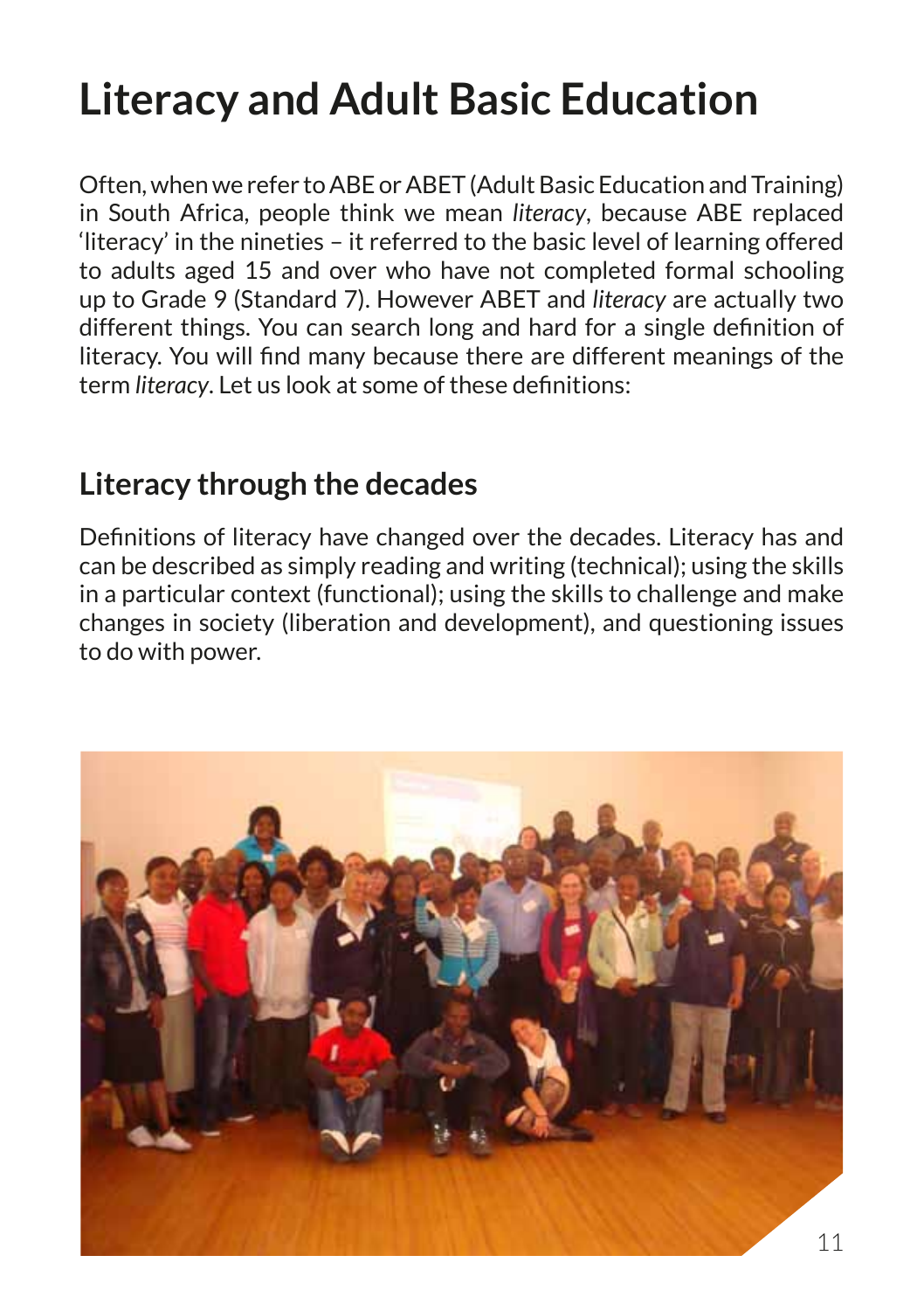# Literacy and Adult Basic Education

Often, when we refer to ABE or ABET (Adult Basic Education and Training) in South Africa, people think we mean *literacy*, because ABE replaced 'literacy' in the nineties – it referred to the basic level of learning offered to adults aged 15 and over who have not completed formal schooling up to Grade 9 (Standard 7). However ABET and *literacy* are actually two different things. You can search long and hard for a single definition of literacy. You will find many because there are different meanings of the term *literacy*. Let us look at some of these definitions:

## Literacy through the decades

Definitions of literacy have changed over the decades. Literacy has and can be described as simply reading and writing (technical); using the skills in a particular context (functional); using the skills to challenge and make changes in society (liberation and development), and questioning issues to do with power.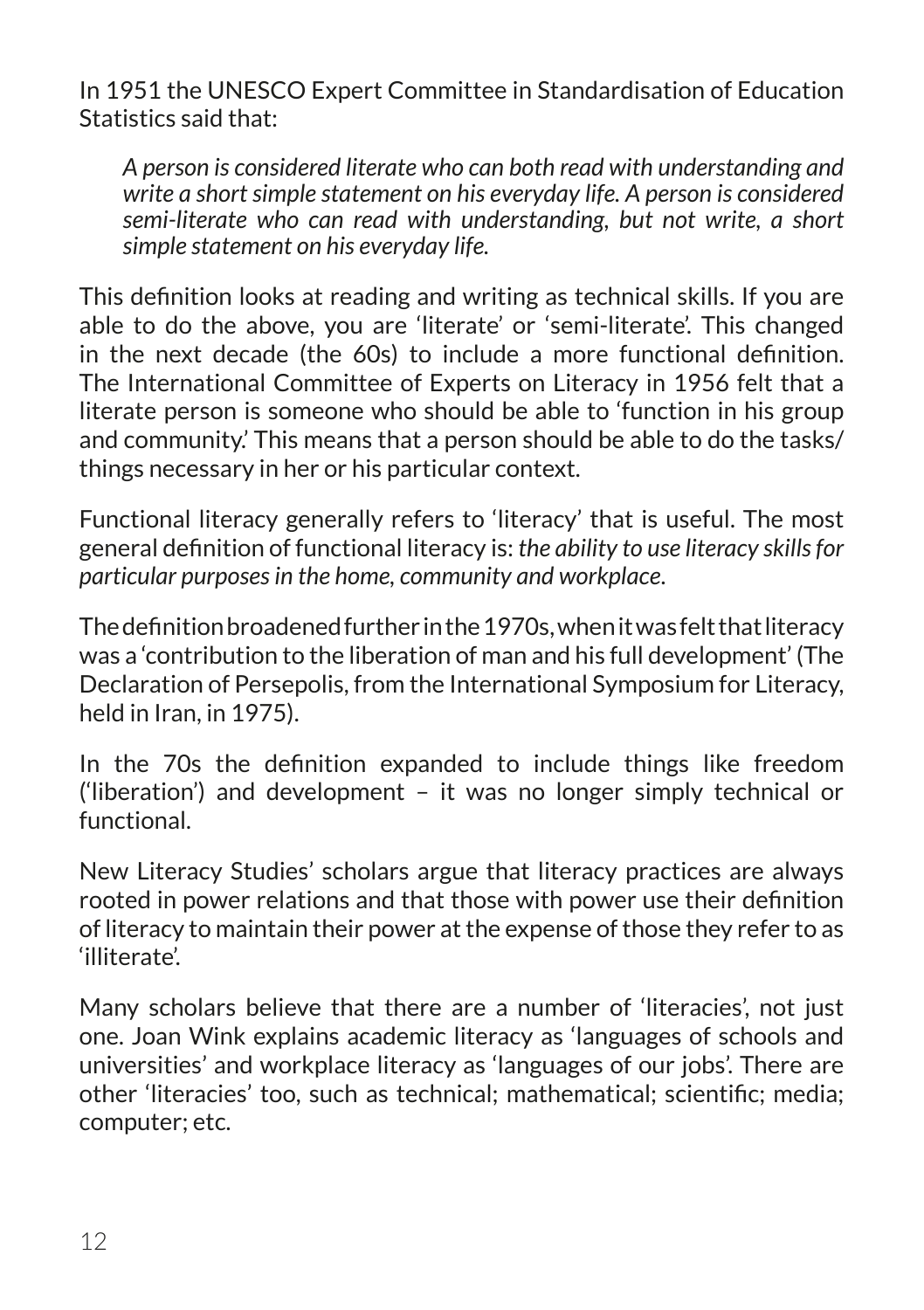In 1951 the UNESCO Expert Committee in Standardisation of Education Statistics said that:

> *A person is considered literate who can both read with understanding and write a short simple statement on his everyday life. A person is considered semi-literate who can read with understanding, but not write, a short simple statement on his everyday life.*

This definition looks at reading and writing as technical skills. If you are able to do the above, you are 'literate' or 'semi-literate'. This changed in the next decade (the 60s) to include a more functional definition. The International Committee of Experts on Literacy in 1956 felt that a literate person is someone who should be able to 'function in his group and community.' This means that a person should be able to do the tasks/things necessary in her or his particular context.

Functional literacy generally refers to 'literacy' that is useful. The most general definition of functional literacy is: *the ability to use literacy skills for particular purposes in the home, community and workplace.*

The definition broadened further in the 1970s, when it was felt that literacy was a 'contribution to the liberation of man and his full development' (The Declaration of Persepolis, from the International Symposium for Literacy, held in Iran, in 1975).

In the 70s the definition expanded to include things like freedom ('liberation') and development – it was no longer simply technical or functional.

New Literacy Studies' scholars argue that literacy practices are always rooted in power relations and that those with power use their definition of literacy to maintain their power at the expense of those they refer to as 'illiterate'.

Many scholars believe that there are a number of 'literacies', not just one. Joan Wink explains academic literacy as 'languages of schools and universities' and workplace literacy as 'languages of our jobs'. There are other 'literacies' too, such as technical; mathematical; scientific; media; computer; etc.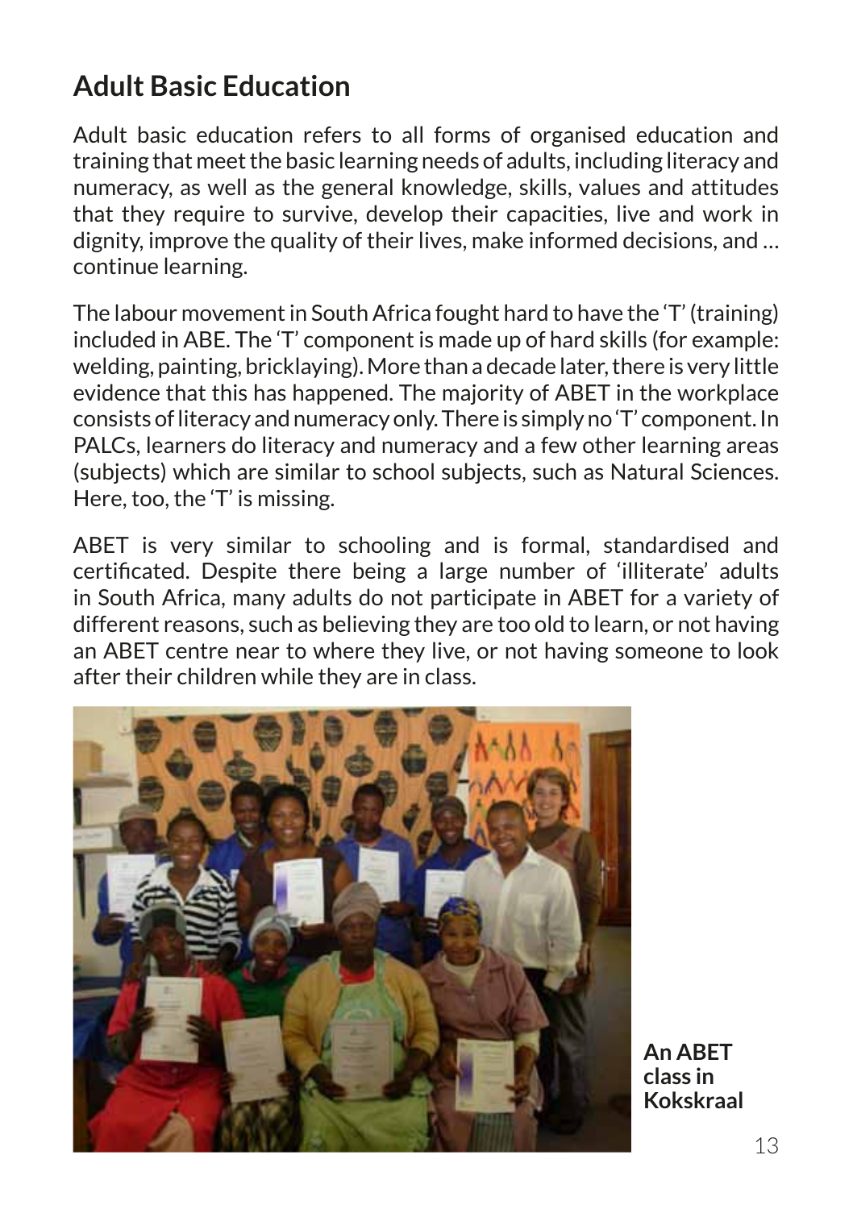## Adult Basic Education

Adult basic education refers to all forms of organised education and training that meet the basic learning needs of adults, including literacy and numeracy, as well as the general knowledge, skills, values and attitudes that they require to survive, develop their capacities, live and work in dignity, improve the quality of their lives, make informed decisions, and … continue learning.

The labour movement in South Africa fought hard to have the 'T' (training) included in ABE. The 'T' component is made up of hard skills (for example: welding, painting, bricklaying). More than a decade later, there is very little evidence that this has happened. The majority of ABET in the workplace consists of literacy and numeracy only. There is simply no 'T' component. In PALCs, learners do literacy and numeracy and a few other learning areas (subjects) which are similar to school subjects, such as Natural Sciences. Here, too, the 'T' is missing.

ABET is very similar to schooling and is formal, standardised and certificated. Despite there being a large number of 'illiterate' adults in South Africa, many adults do not participate in ABET for a variety of different reasons, such as believing they are too old to learn, or not having an ABET centre near to where they live, or not having someone to look after their children while they are in class.

**An ABET class in Kokskraal**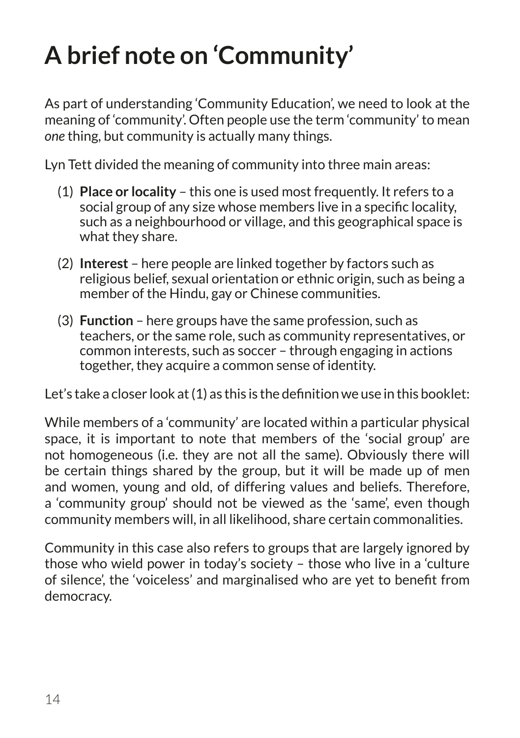# A brief note on 'Community'

As part of understanding 'Community Education', we need to look at the meaning of 'community'. Often people use the term 'community' to mean *one* thing, but community is actually many things.

Lyn Tett divided the meaning of community into three main areas:

(1) **Place or locality** – this one is used most frequently. It refers to a social group of any size whose members live in a specific locality, such as a neighbourhood or village, and this geographical space is what they share.

(2) **Interest** – here people are linked together by factors such as religious belief, sexual orientation or ethnic origin, such as being a member of the Hindu, gay or Chinese communities.

(3) **Function** – here groups have the same profession, such as teachers, or the same role, such as community representatives, or common interests, such as soccer – through engaging in actions together, they acquire a common sense of identity.

Let's take a closer look at (1) as this is the definition we use in this booklet:

While members of a 'community' are located within a particular physical space, it is important to note that members of the 'social group' are not homogeneous (i.e. they are not all the same). Obviously there will be certain things shared by the group, but it will be made up of men and women, young and old, of differing values and beliefs. Therefore, a 'community group' should not be viewed as the 'same', even though community members will, in all likelihood, share certain commonalities.

Community in this case also refers to groups that are largely ignored by those who wield power in today's society – those who live in a 'culture of silence', the 'voiceless' and marginalised who are yet to benefit from democracy.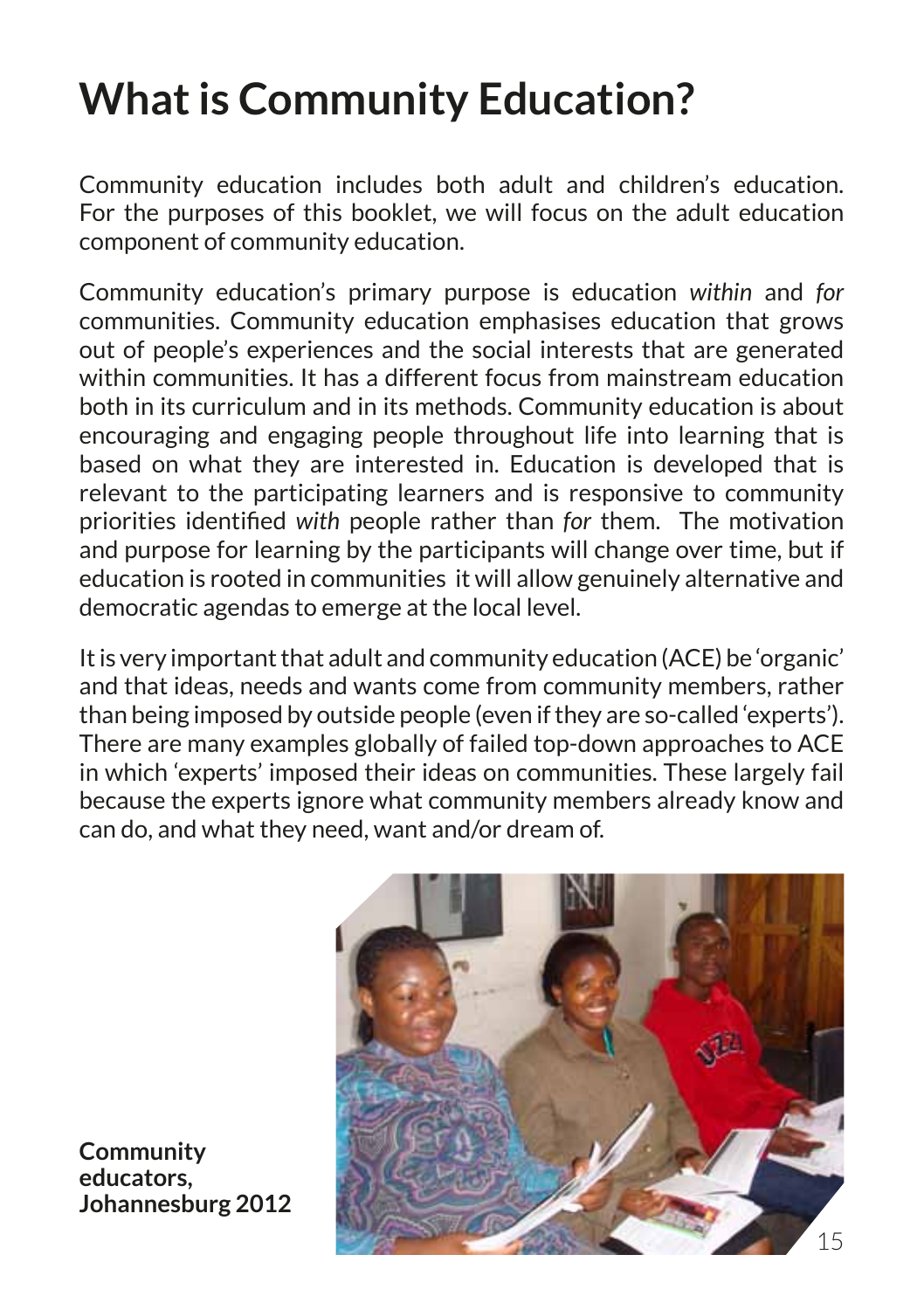# What is Community Education?

Community education includes both adult and children's education. For the purposes of this booklet, we will focus on the adult education component of community education.

Community education's primary purpose is education *within* and *for* communities. Community education emphasises education that grows out of people's experiences and the social interests that are generated within communities. It has a different focus from mainstream education both in its curriculum and in its methods. Community education is about encouraging and engaging people throughout life into learning that is based on what they are interested in. Education is developed that is relevant to the participating learners and is responsive to community priorities identified *with* people rather than *for* them. The motivation and purpose for learning by the participants will change over time, but if education is rooted in communities it will allow genuinely alternative and democratic agendas to emerge at the local level.

It is very important that adult and community education (ACE) be 'organic' and that ideas, needs and wants come from community members, rather than being imposed by outside people (even if they are so-called 'experts'). There are many examples globally of failed top-down approaches to ACE in which 'experts' imposed their ideas on communities. These largely fail because the experts ignore what community members already know and can do, and what they need, want and/or dream of.

**Community educators, Johannesburg 2012**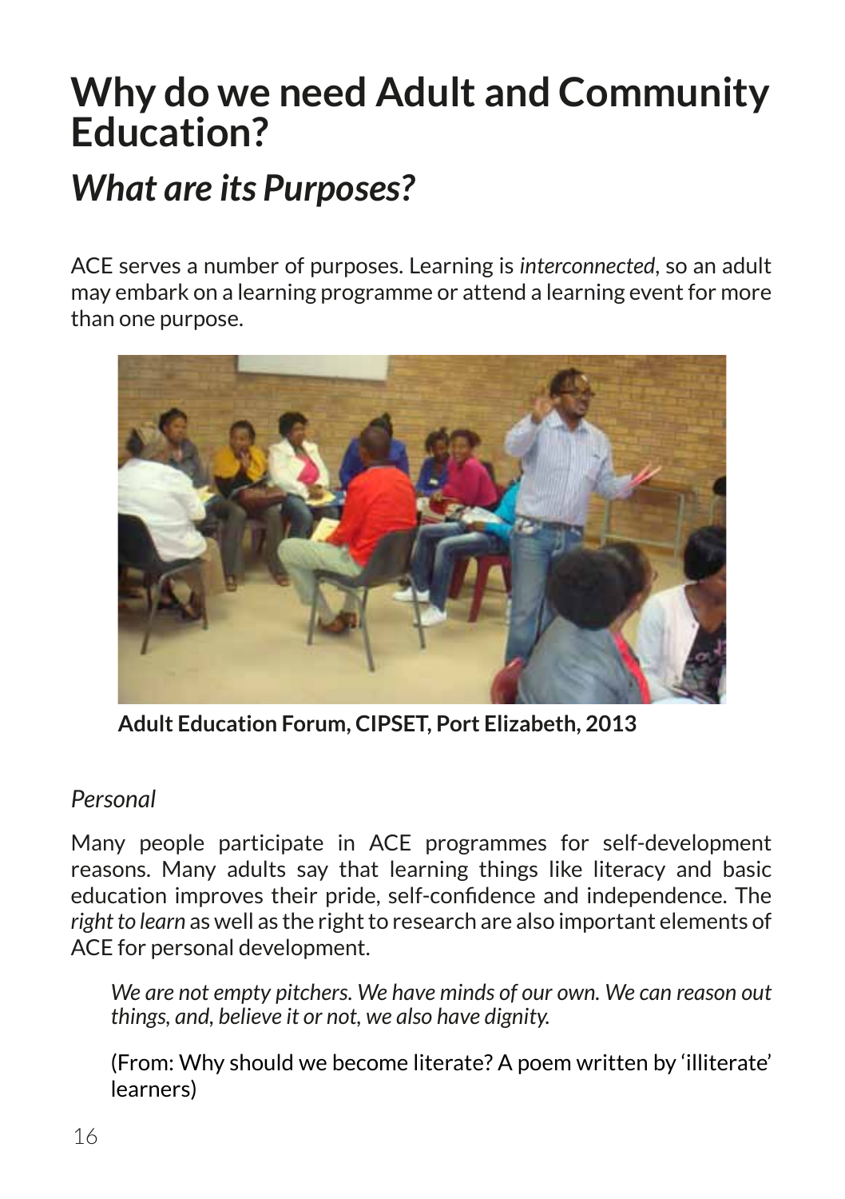# Why do we need Adult and Community Education?

## *What are its Purposes?*

ACE serves a number of purposes. Learning is *interconnected*, so an adult may embark on a learning programme or attend a learning event for more than one purpose.

**Adult Education Forum, CIPSET, Port Elizabeth, 2013**

### *Personal*

Many people participate in ACE programmes for self-development reasons. Many adults say that learning things like literacy and basic education improves their pride, self-confidence and independence. The *right to learn* as well as the right to research are also important elements of ACE for personal development.

> *We are not empty pitchers. We have minds of our own. We can reason out things, and, believe it or not, we also have dignity.*
>
> (From: Why should we become literate? A poem written by 'illiterate' learners)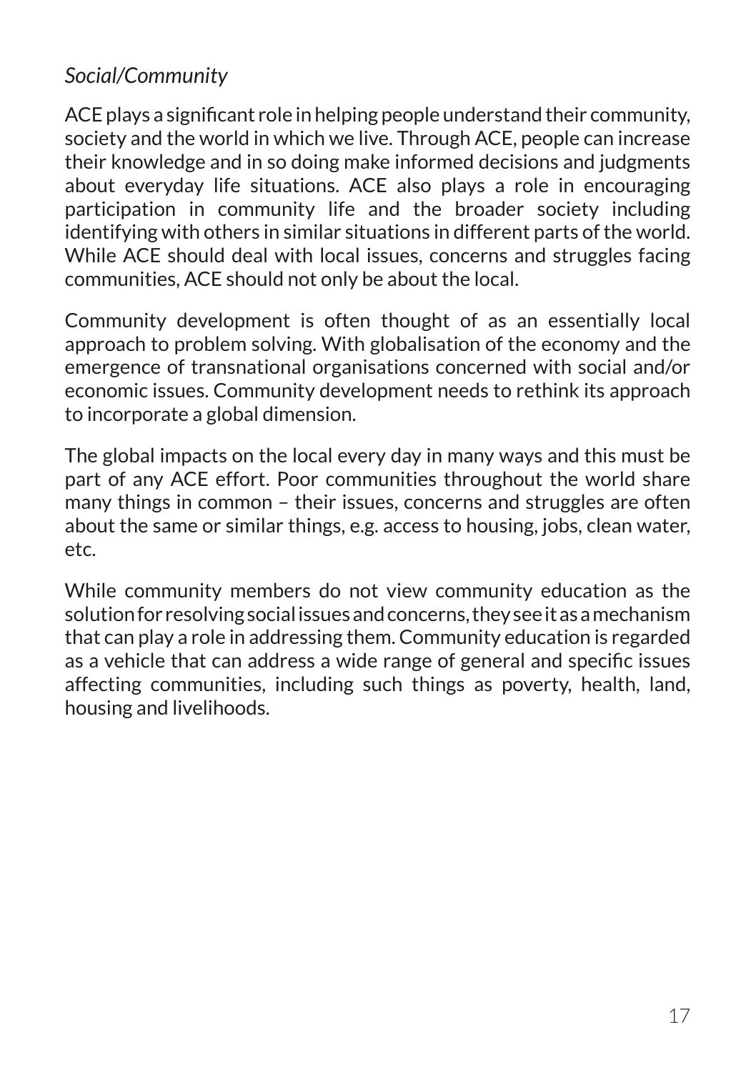*Social/Community*

ACE plays a significant role in helping people understand their community, society and the world in which we live. Through ACE, people can increase their knowledge and in so doing make informed decisions and judgments about everyday life situations. ACE also plays a role in encouraging participation in community life and the broader society including identifying with others in similar situations in different parts of the world. While ACE should deal with local issues, concerns and struggles facing communities, ACE should not only be about the local.

Community development is often thought of as an essentially local approach to problem solving. With globalisation of the economy and the emergence of transnational organisations concerned with social and/or economic issues. Community development needs to rethink its approach to incorporate a global dimension.

The global impacts on the local every day in many ways and this must be part of any ACE effort. Poor communities throughout the world share many things in common – their issues, concerns and struggles are often about the same or similar things, e.g. access to housing, jobs, clean water, etc.

While community members do not view community education as the solution for resolving social issues and concerns, they see it as a mechanism that can play a role in addressing them. Community education is regarded as a vehicle that can address a wide range of general and specific issues affecting communities, including such things as poverty, health, land, housing and livelihoods.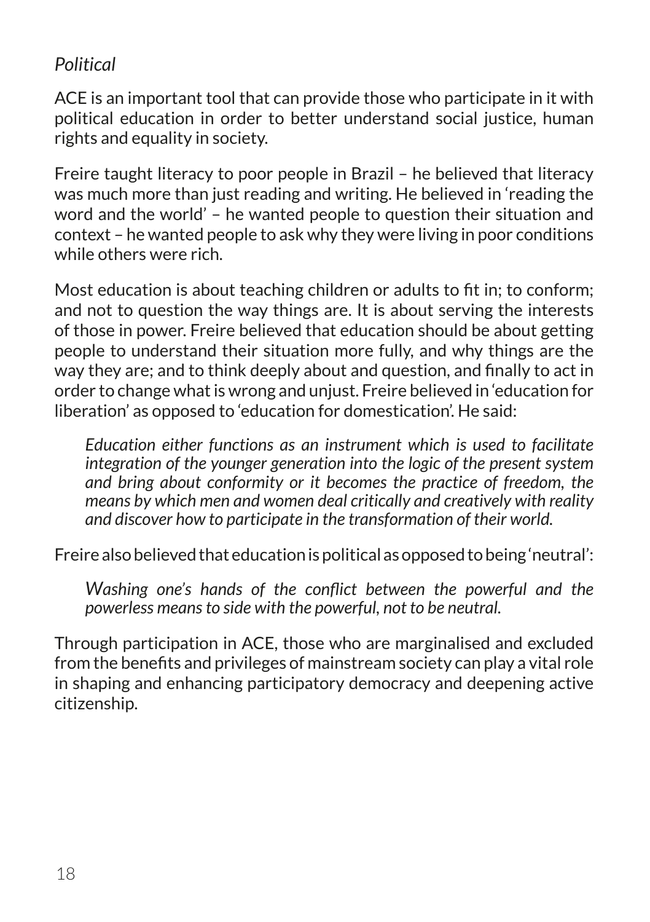*Political*

ACE is an important tool that can provide those who participate in it with political education in order to better understand social justice, human rights and equality in society.

Freire taught literacy to poor people in Brazil – he believed that literacy was much more than just reading and writing. He believed in 'reading the word and the world' – he wanted people to question their situation and context – he wanted people to ask why they were living in poor conditions while others were rich.

Most education is about teaching children or adults to fit in; to conform; and not to question the way things are. It is about serving the interests of those in power. Freire believed that education should be about getting people to understand their situation more fully, and why things are the way they are; and to think deeply about and question, and finally to act in order to change what is wrong and unjust. Freire believed in 'education for liberation' as opposed to 'education for domestication'. He said:

> *Education either functions as an instrument which is used to facilitate integration of the younger generation into the logic of the present system and bring about conformity or it becomes the practice of freedom, the means by which men and women deal critically and creatively with reality and discover how to participate in the transformation of their world.*

Freire also believed that education is political as opposed to being 'neutral':

> *Washing one's hands of the conflict between the powerful and the powerless means to side with the powerful, not to be neutral.*

Through participation in ACE, those who are marginalised and excluded from the benefits and privileges of mainstream society can play a vital role in shaping and enhancing participatory democracy and deepening active citizenship.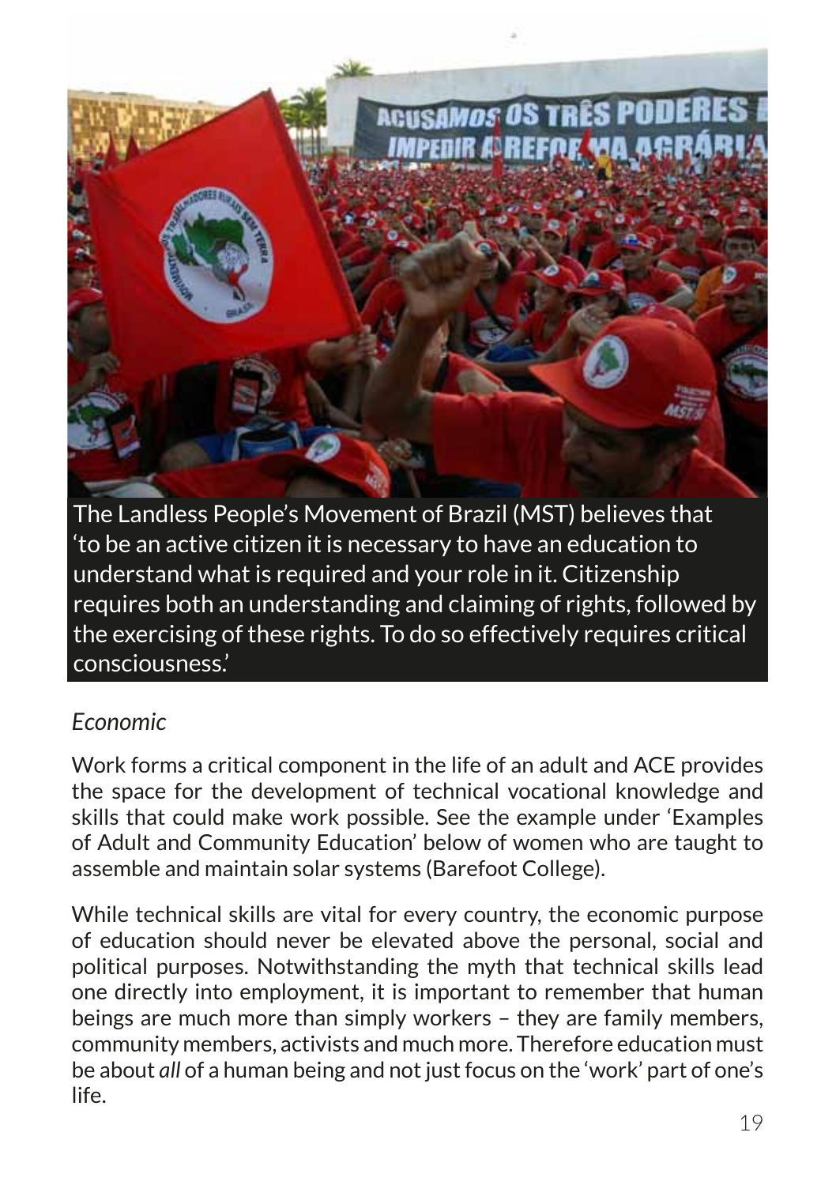The Landless People's Movement of Brazil (MST) believes that 'to be an active citizen it is necessary to have an education to understand what is required and your role in it. Citizenship requires both an understanding and claiming of rights, followed by the exercising of these rights. To do so effectively requires critical consciousness.'

*Economic*

Work forms a critical component in the life of an adult and ACE provides the space for the development of technical vocational knowledge and skills that could make work possible. See the example under 'Examples of Adult and Community Education' below of women who are taught to assemble and maintain solar systems (Barefoot College).

While technical skills are vital for every country, the economic purpose of education should never be elevated above the personal, social and political purposes. Notwithstanding the myth that technical skills lead one directly into employment, it is important to remember that human beings are much more than simply workers – they are family members, community members, activists and much more. Therefore education must be about *all* of a human being and not just focus on the 'work' part of one's life.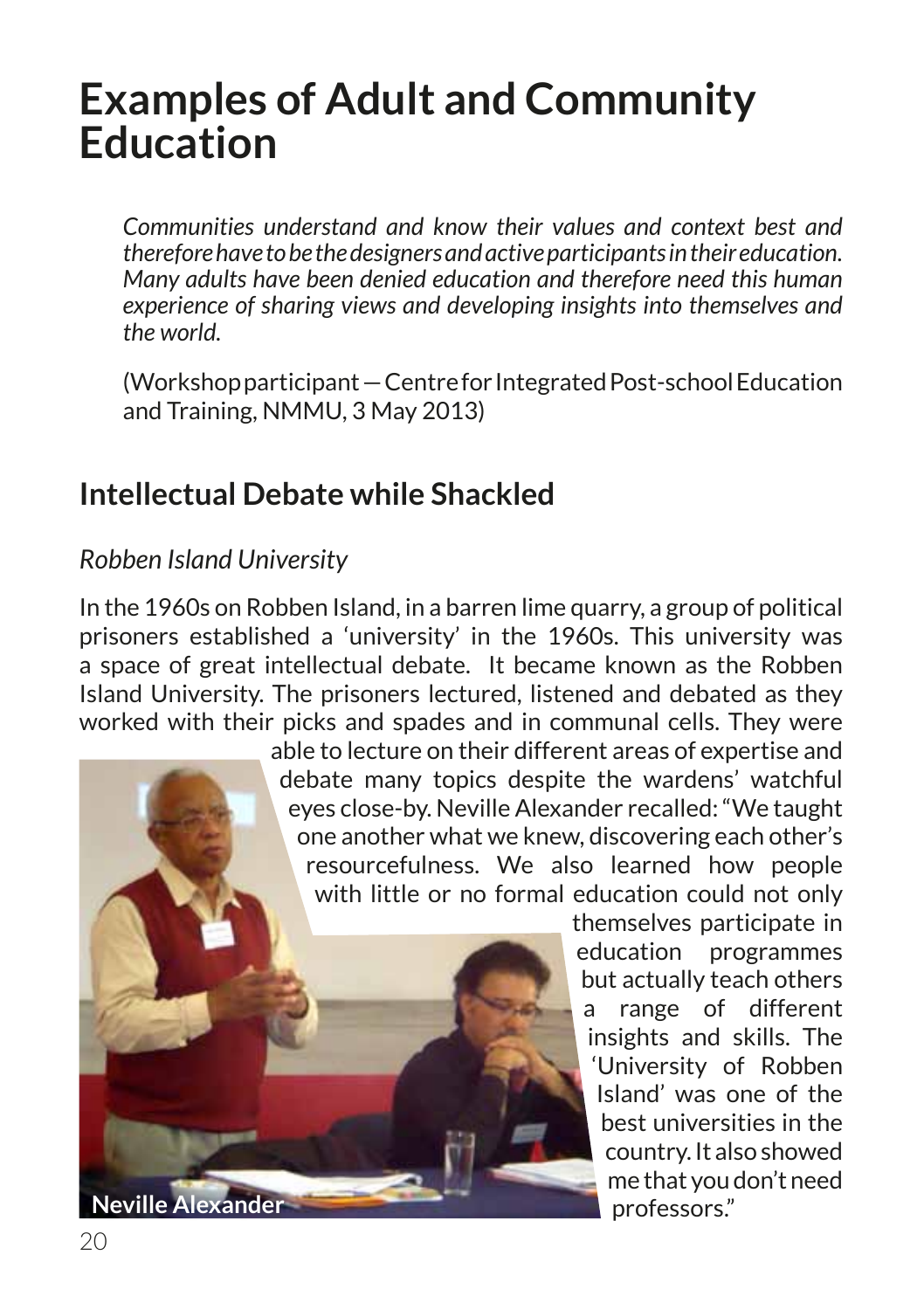# Examples of Adult and Community Education

*Communities understand and know their values and context best and therefore have to be the designers and active participants in their education. Many adults have been denied education and therefore need this human experience of sharing views and developing insights into themselves and the world.*

(Workshop participant — Centre for Integrated Post-school Education and Training, NMMU, 3 May 2013)

## Intellectual Debate while Shackled

*Robben Island University*

In the 1960s on Robben Island, in a barren lime quarry, a group of political prisoners established a 'university' in the 1960s. This university was a space of great intellectual debate. It became known as the Robben Island University. The prisoners lectured, listened and debated as they worked with their picks and spades and in communal cells. They were able to lecture on their different areas of expertise and debate many topics despite the wardens' watchful eyes close-by. Neville Alexander recalled: "We taught one another what we knew, discovering each other's resourcefulness. We also learned how people with little or no formal education could not only themselves participate in education programmes but actually teach others a range of different insights and skills. The 'University of Robben Island' was one of the best universities in the country. It also showed me that you don't need professors."

**Neville Alexander**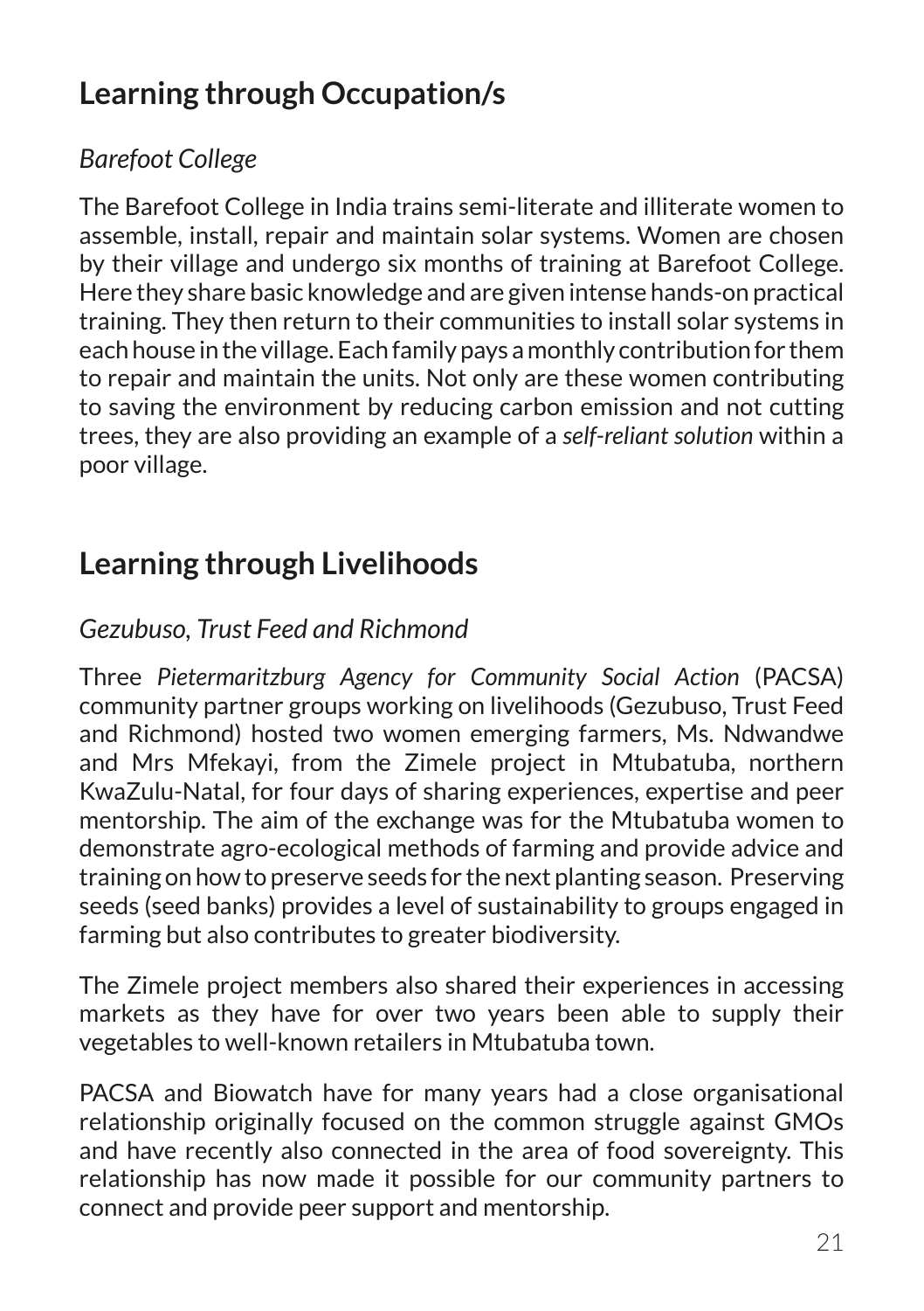## Learning through Occupation/s

*Barefoot College*

The Barefoot College in India trains semi-literate and illiterate women to assemble, install, repair and maintain solar systems. Women are chosen by their village and undergo six months of training at Barefoot College. Here they share basic knowledge and are given intense hands-on practical training. They then return to their communities to install solar systems in each house in the village. Each family pays a monthly contribution for them to repair and maintain the units. Not only are these women contributing to saving the environment by reducing carbon emission and not cutting trees, they are also providing an example of a *self-reliant solution* within a poor village.

## Learning through Livelihoods

*Gezubuso, Trust Feed and Richmond*

Three *Pietermaritzburg Agency for Community Social Action* (PACSA) community partner groups working on livelihoods (Gezubuso, Trust Feed and Richmond) hosted two women emerging farmers, Ms. Ndwandwe and Mrs Mfekayi, from the Zimele project in Mtubatuba, northern KwaZulu-Natal, for four days of sharing experiences, expertise and peer mentorship. The aim of the exchange was for the Mtubatuba women to demonstrate agro-ecological methods of farming and provide advice and training on how to preserve seeds for the next planting season. Preserving seeds (seed banks) provides a level of sustainability to groups engaged in farming but also contributes to greater biodiversity.

The Zimele project members also shared their experiences in accessing markets as they have for over two years been able to supply their vegetables to well-known retailers in Mtubatuba town.

PACSA and Biowatch have for many years had a close organisational relationship originally focused on the common struggle against GMOs and have recently also connected in the area of food sovereignty. This relationship has now made it possible for our community partners to connect and provide peer support and mentorship.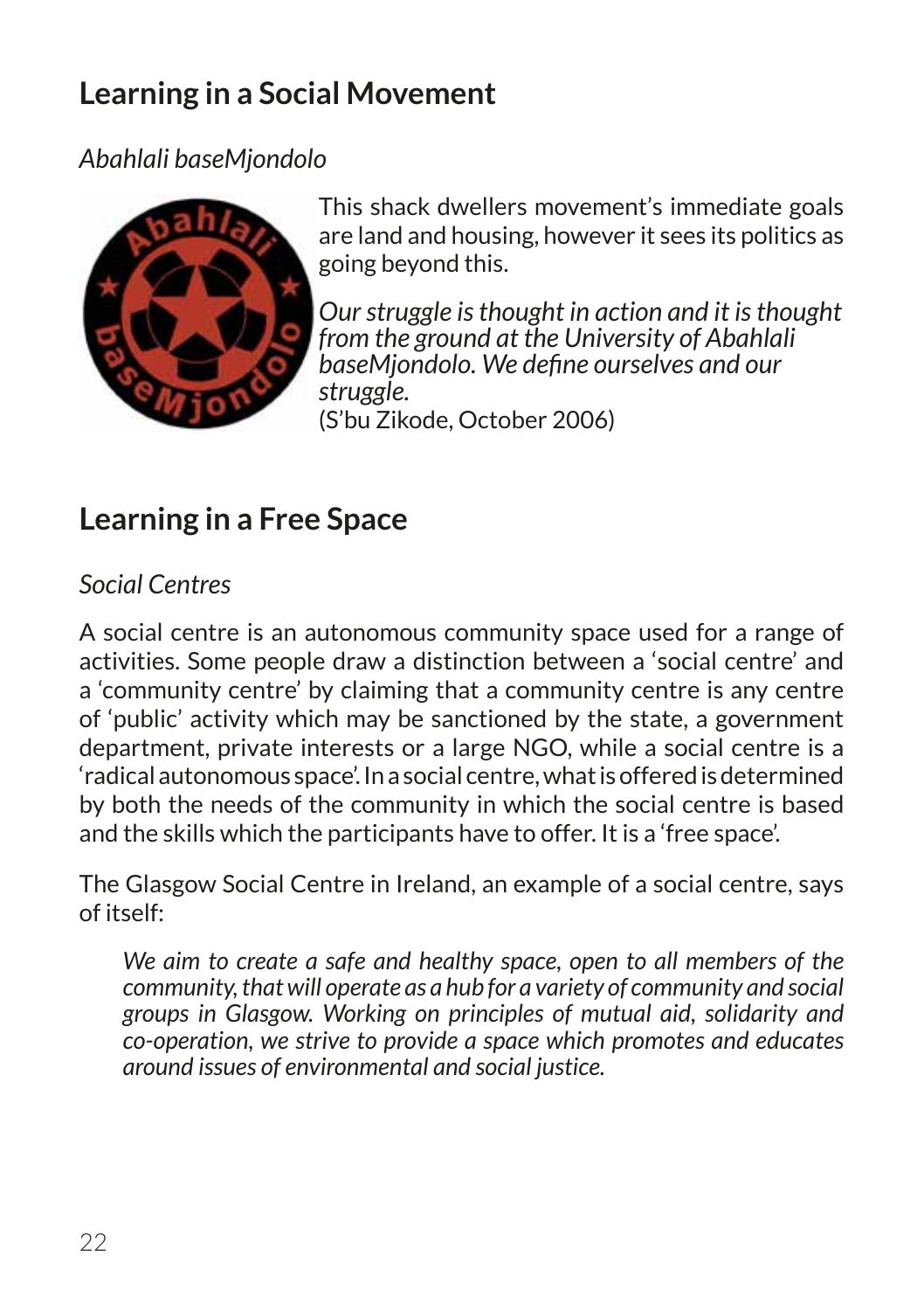## Learning in a Social Movement

*Abahlali baseMjondolo*

This shack dwellers movement's immediate goals are land and housing, however it sees its politics as going beyond this.

*Our struggle is thought in action and it is thought from the ground at the University of Abahlali baseMjondolo. We define ourselves and our struggle.*
(S'bu Zikode, October 2006)

## Learning in a Free Space

*Social Centres*

A social centre is an autonomous community space used for a range of activities. Some people draw a distinction between a 'social centre' and a 'community centre' by claiming that a community centre is any centre of 'public' activity which may be sanctioned by the state, a government department, private interests or a large NGO, while a social centre is a 'radical autonomous space'. In a social centre, what is offered is determined by both the needs of the community in which the social centre is based and the skills which the participants have to offer. It is a 'free space'.

The Glasgow Social Centre in Ireland, an example of a social centre, says of itself:

> *We aim to create a safe and healthy space, open to all members of the community, that will operate as a hub for a variety of community and social groups in Glasgow. Working on principles of mutual aid, solidarity and co-operation, we strive to provide a space which promotes and educates around issues of environmental and social justice.*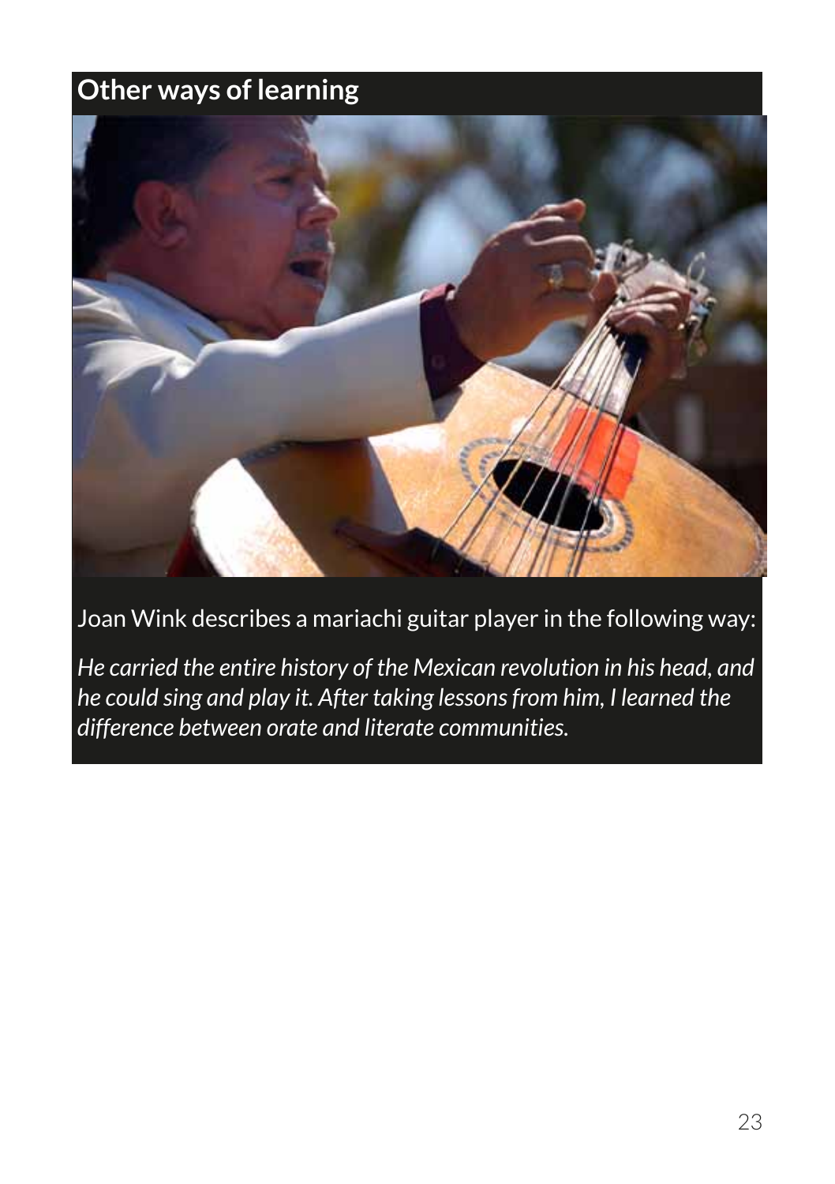## Other ways of learning

Joan Wink describes a mariachi guitar player in the following way:

*He carried the entire history of the Mexican revolution in his head, and he could sing and play it. After taking lessons from him, I learned the difference between orate and literate communities.*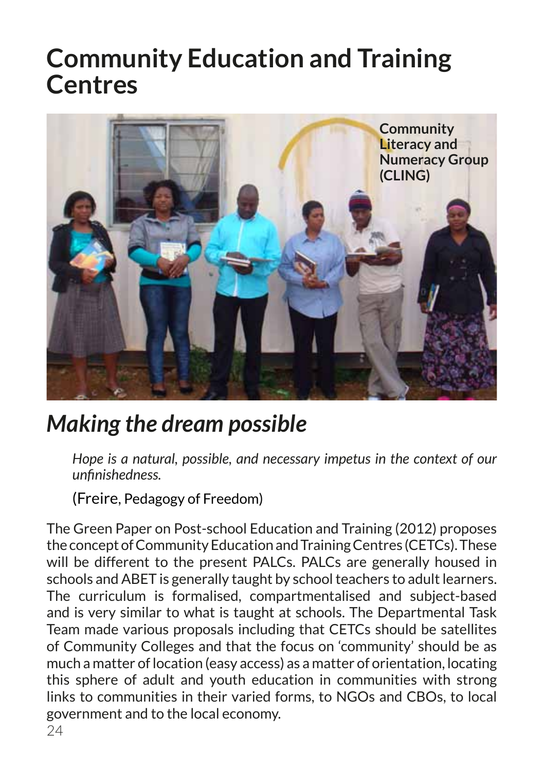# Community Education and Training Centres

Community Literacy and Numeracy Group (CLING)

## *Making the dream possible*

> *Hope is a natural, possible, and necessary impetus in the context of our unfinishedness.*
>
> (Freire, Pedagogy of Freedom)

The Green Paper on Post-school Education and Training (2012) proposes the concept of Community Education and Training Centres (CETCs). These will be different to the present PALCs. PALCs are generally housed in schools and ABET is generally taught by school teachers to adult learners. The curriculum is formalised, compartmentalised and subject-based and is very similar to what is taught at schools. The Departmental Task Team made various proposals including that CETCs should be satellites of Community Colleges and that the focus on 'community' should be as much a matter of location (easy access) as a matter of orientation, locating this sphere of adult and youth education in communities with strong links to communities in their varied forms, to NGOs and CBOs, to local government and to the local economy.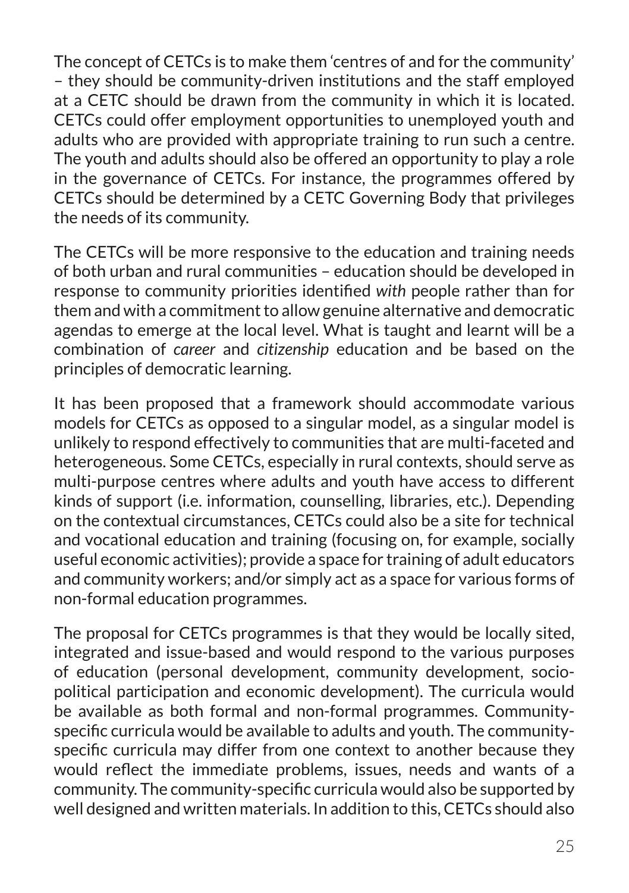The concept of CETCs is to make them 'centres of and for the community' – they should be community-driven institutions and the staff employed at a CETC should be drawn from the community in which it is located. CETCs could offer employment opportunities to unemployed youth and adults who are provided with appropriate training to run such a centre. The youth and adults should also be offered an opportunity to play a role in the governance of CETCs. For instance, the programmes offered by CETCs should be determined by a CETC Governing Body that privileges the needs of its community.

The CETCs will be more responsive to the education and training needs of both urban and rural communities – education should be developed in response to community priorities identified *with* people rather than for them and with a commitment to allow genuine alternative and democratic agendas to emerge at the local level. What is taught and learnt will be a combination of *career* and *citizenship* education and be based on the principles of democratic learning.

It has been proposed that a framework should accommodate various models for CETCs as opposed to a singular model, as a singular model is unlikely to respond effectively to communities that are multi-faceted and heterogeneous. Some CETCs, especially in rural contexts, should serve as multi-purpose centres where adults and youth have access to different kinds of support (i.e. information, counselling, libraries, etc.). Depending on the contextual circumstances, CETCs could also be a site for technical and vocational education and training (focusing on, for example, socially useful economic activities); provide a space for training of adult educators and community workers; and/or simply act as a space for various forms of non-formal education programmes.

The proposal for CETCs programmes is that they would be locally sited, integrated and issue-based and would respond to the various purposes of education (personal development, community development, socio-political participation and economic development). The curricula would be available as both formal and non-formal programmes. Community-specific curricula would be available to adults and youth. The community-specific curricula may differ from one context to another because they would reflect the immediate problems, issues, needs and wants of a community. The community-specific curricula would also be supported by well designed and written materials. In addition to this, CETCs should also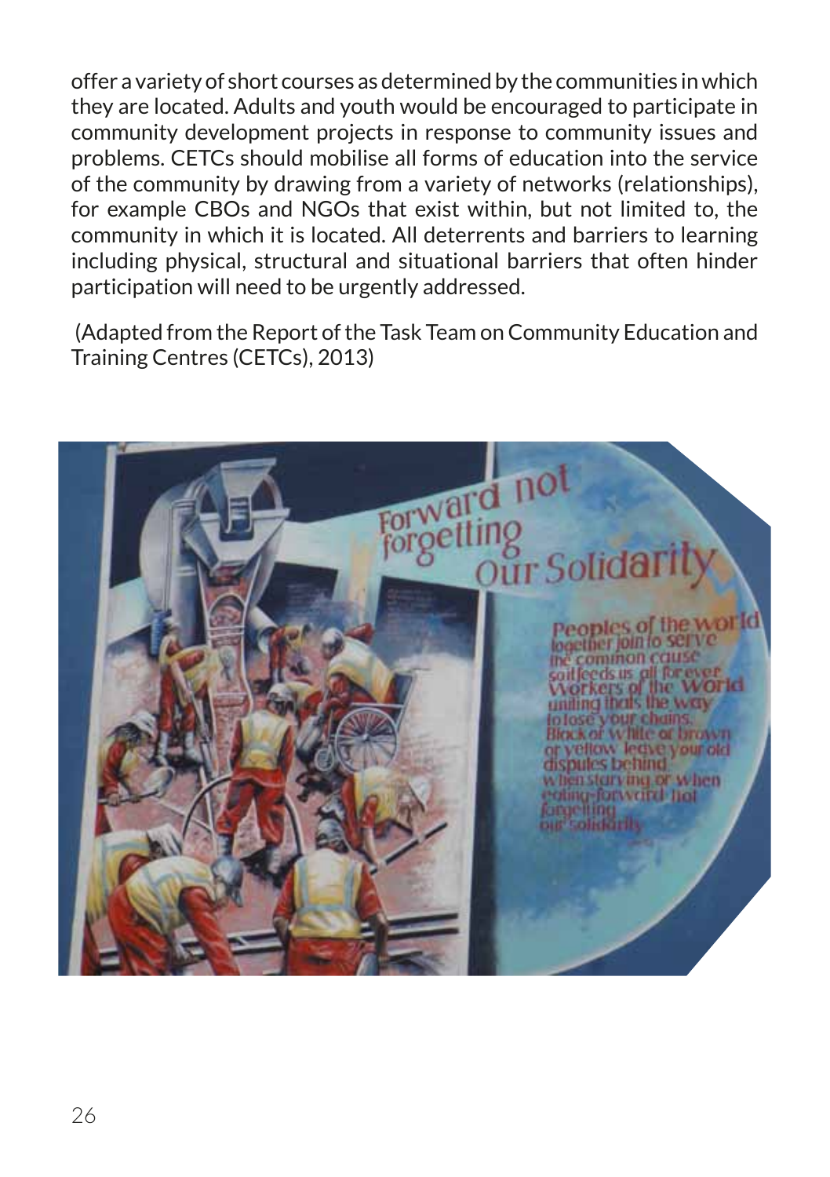offer a variety of short courses as determined by the communities in which they are located. Adults and youth would be encouraged to participate in community development projects in response to community issues and problems. CETCs should mobilise all forms of education into the service of the community by drawing from a variety of networks (relationships), for example CBOs and NGOs that exist within, but not limited to, the community in which it is located. All deterrents and barriers to learning including physical, structural and situational barriers that often hinder participation will need to be urgently addressed.

(Adapted from the Report of the Task Team on Community Education and Training Centres (CETCs), 2013)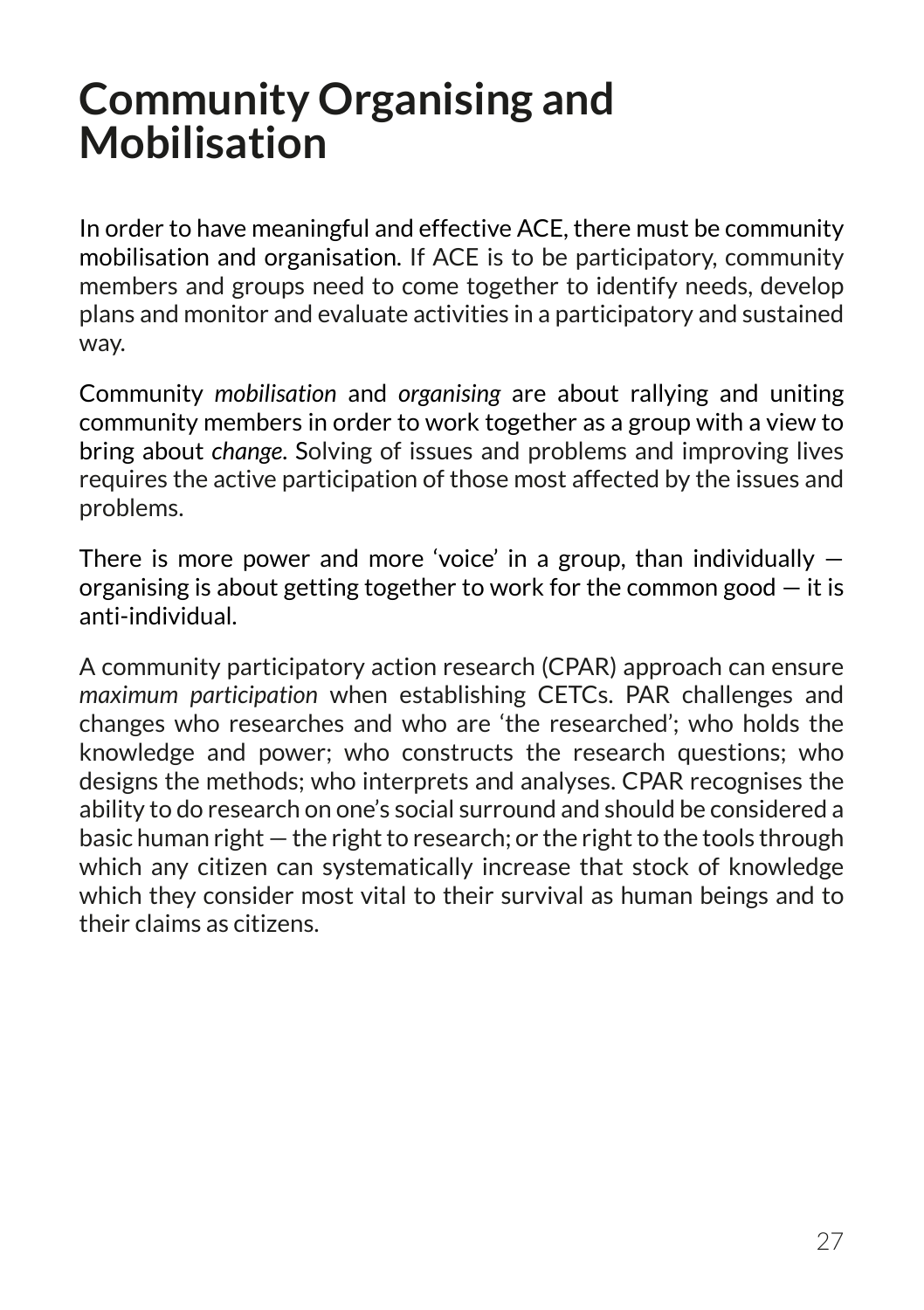# Community Organising and Mobilisation

In order to have meaningful and effective ACE, there must be community mobilisation and organisation. If ACE is to be participatory, community members and groups need to come together to identify needs, develop plans and monitor and evaluate activities in a participatory and sustained way.

Community *mobilisation* and *organising* are about rallying and uniting community members in order to work together as a group with a view to bring about *change*. Solving of issues and problems and improving lives requires the active participation of those most affected by the issues and problems.

There is more power and more 'voice' in a group, than individually — organising is about getting together to work for the common good — it is anti-individual.

A community participatory action research (CPAR) approach can ensure *maximum participation* when establishing CETCs. PAR challenges and changes who researches and who are 'the researched'; who holds the knowledge and power; who constructs the research questions; who designs the methods; who interprets and analyses. CPAR recognises the ability to do research on one's social surround and should be considered a basic human right — the right to research; or the right to the tools through which any citizen can systematically increase that stock of knowledge which they consider most vital to their survival as human beings and to their claims as citizens.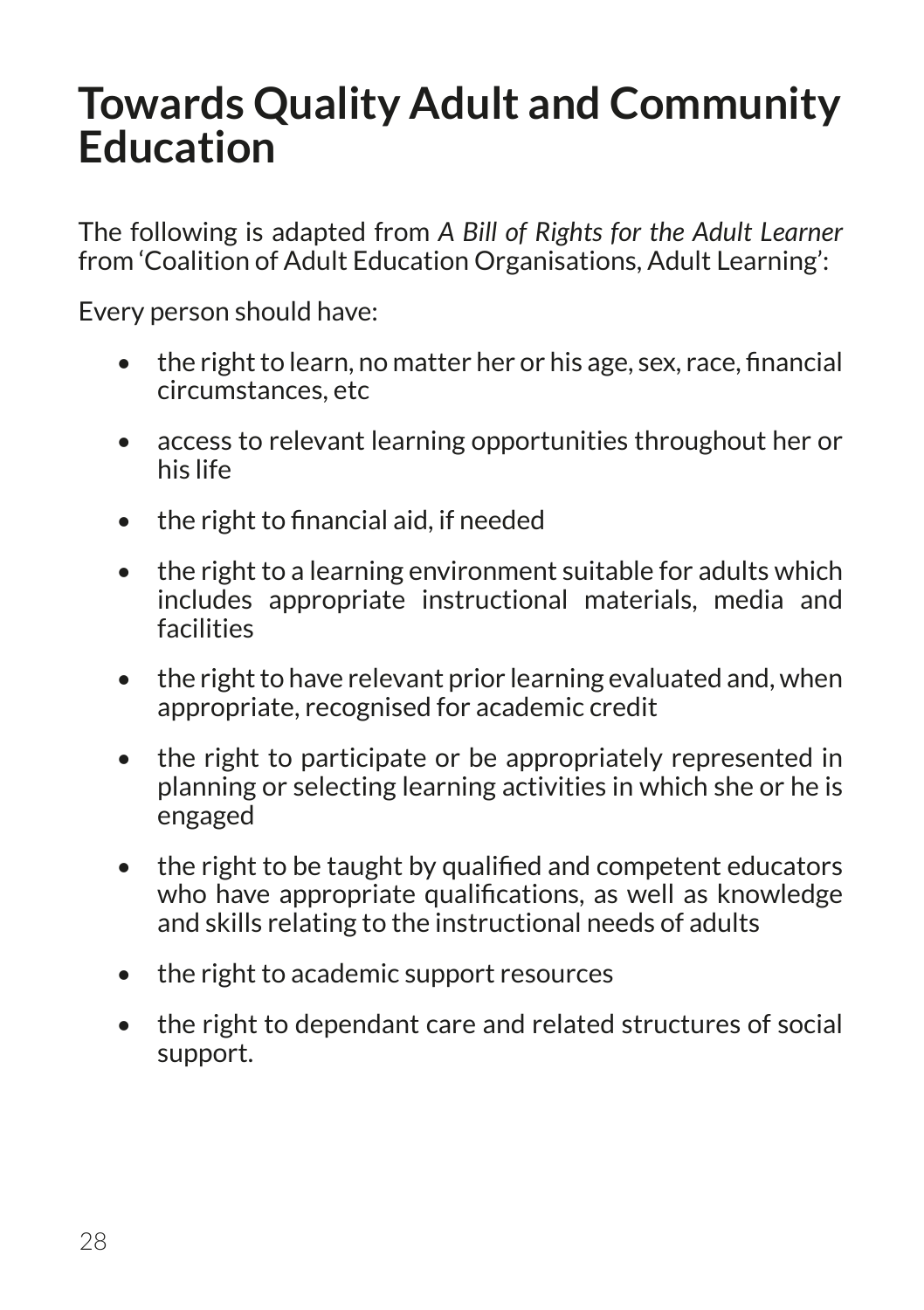# Towards Quality Adult and Community Education

The following is adapted from *A Bill of Rights for the Adult Learner* from 'Coalition of Adult Education Organisations, Adult Learning':

Every person should have:

- the right to learn, no matter her or his age, sex, race, financial circumstances, etc
- access to relevant learning opportunities throughout her or his life
- the right to financial aid, if needed
- the right to a learning environment suitable for adults which includes appropriate instructional materials, media and facilities
- the right to have relevant prior learning evaluated and, when appropriate, recognised for academic credit
- the right to participate or be appropriately represented in planning or selecting learning activities in which she or he is engaged
- the right to be taught by qualified and competent educators who have appropriate qualifications, as well as knowledge and skills relating to the instructional needs of adults
- the right to academic support resources
- the right to dependant care and related structures of social support.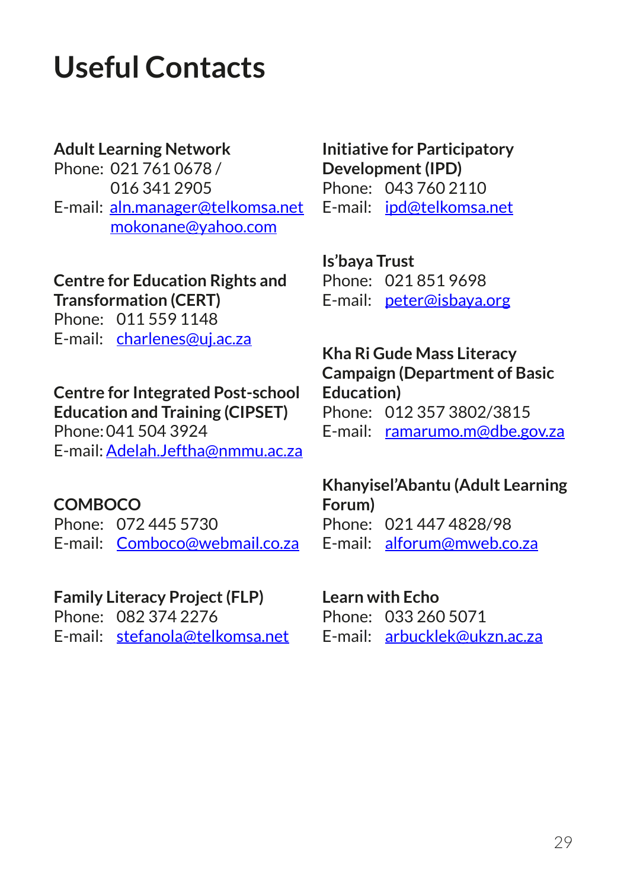# Useful Contacts

**Adult Learning Network**
Phone: 021 761 0678 / 016 341 2905
E-mail: aln.manager@telkomsa.net
mokonane@yahoo.com

**Centre for Education Rights and Transformation (CERT)**
Phone: 011 559 1148
E-mail: charlenes@uj.ac.za

**Centre for Integrated Post-school Education and Training (CIPSET)**
Phone: 041 504 3924
E-mail: Adelah.Jeftha@nmmu.ac.za

**COMBOCO**
Phone: 072 445 5730
E-mail: Comboco@webmail.co.za

**Family Literacy Project (FLP)**
Phone: 082 374 2276
E-mail: stefanola@telkomsa.net

**Initiative for Participatory Development (IPD)**
Phone: 043 760 2110
E-mail: ipd@telkomsa.net

**Is'baya Trust**
Phone: 021 851 9698
E-mail: peter@isbaya.org

**Kha Ri Gude Mass Literacy Campaign (Department of Basic Education)**
Phone: 012 357 3802/3815
E-mail: ramarumo.m@dbe.gov.za

**Khanyisel'Abantu (Adult Learning Forum)**
Phone: 021 447 4828/98
E-mail: alforum@mweb.co.za

**Learn with Echo**
Phone: 033 260 5071
E-mail: arbucklek@ukzn.ac.za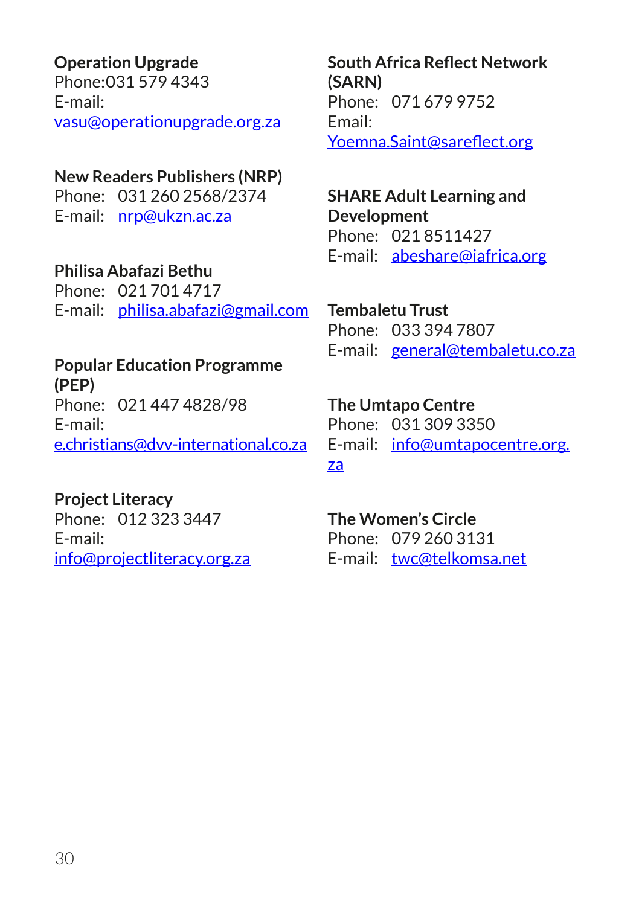**Operation Upgrade**
Phone:031 579 4343
E-mail:
vasu@operationupgrade.org.za

**New Readers Publishers (NRP)**
Phone: 031 260 2568/2374
E-mail: nrp@ukzn.ac.za

**Philisa Abafazi Bethu**
Phone: 021 701 4717
E-mail: philisa.abafazi@gmail.com

**Popular Education Programme (PEP)**
Phone: 021 447 4828/98
E-mail:
e.christians@dvv-international.co.za

**Project Literacy**
Phone: 012 323 3447
E-mail:
info@projectliteracy.org.za

**South Africa Reflect Network (SARN)**
Phone: 071 679 9752
Email:
Yoemna.Saint@sareflect.org

**SHARE Adult Learning and Development**
Phone: 021 8511427
E-mail: abeshare@iafrica.org

**Tembaletu Trust**
Phone: 033 394 7807
E-mail: general@tembaletu.co.za

**The Umtapo Centre**
Phone: 031 309 3350
E-mail: info@umtapocentre.org.za

**The Women's Circle**
Phone: 079 260 3131
E-mail: twc@telkomsa.net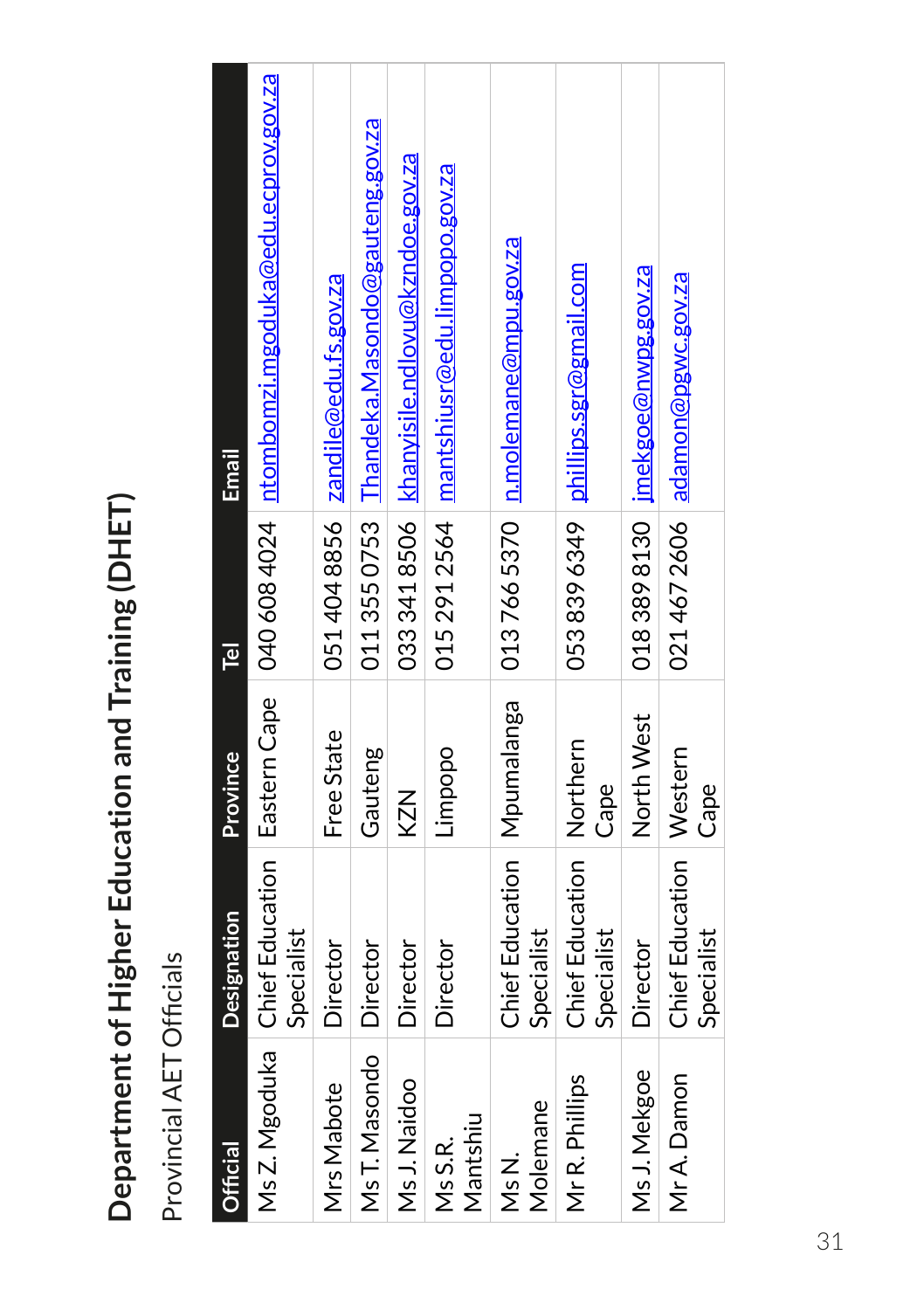# Department of Higher Education and Training (DHET)

Provincial AET Officials

| Official | Designation | Province | Tel | Email |
| --- | --- | --- | --- | --- |
| Ms Z. Mgoduka | Chief Education Specialist | Eastern Cape | 040 608 4024 | ntombomzi.mgoduka@edu.ecprov.gov.za |
| Mrs Mabote | Director | Free State | 051 404 8856 | zandile@edu.fs.gov.za |
| Ms T. Masondo | Director | Gauteng | 011 355 0753 | Thandeka.Masondo@gauteng.gov.za |
| Ms J. Naidoo | Director | KZN | 033 341 8506 | khanyisile.ndlovu@kzndoe.gov.za |
| Ms S.R. Mantshiu | Director | Limpopo | 015 291 2564 | mantshiusr@edu.limpopo.gov.za |
| Ms N. Molemane | Chief Education Specialist | Mpumalanga | 013 766 5370 | n.molemane@mpu.gov.za |
| Mr R. Phillips | Chief Education Specialist | Northern Cape | 053 839 6349 | phillips.sgr@gmail.com |
| Ms J. Mekgoe | Director | North West | 018 389 8130 | jmekgoe@nwpg.gov.za |
| Mr A. Damon | Chief Education Specialist | Western Cape | 021 467 2606 | adamon@pgwc.gov.za |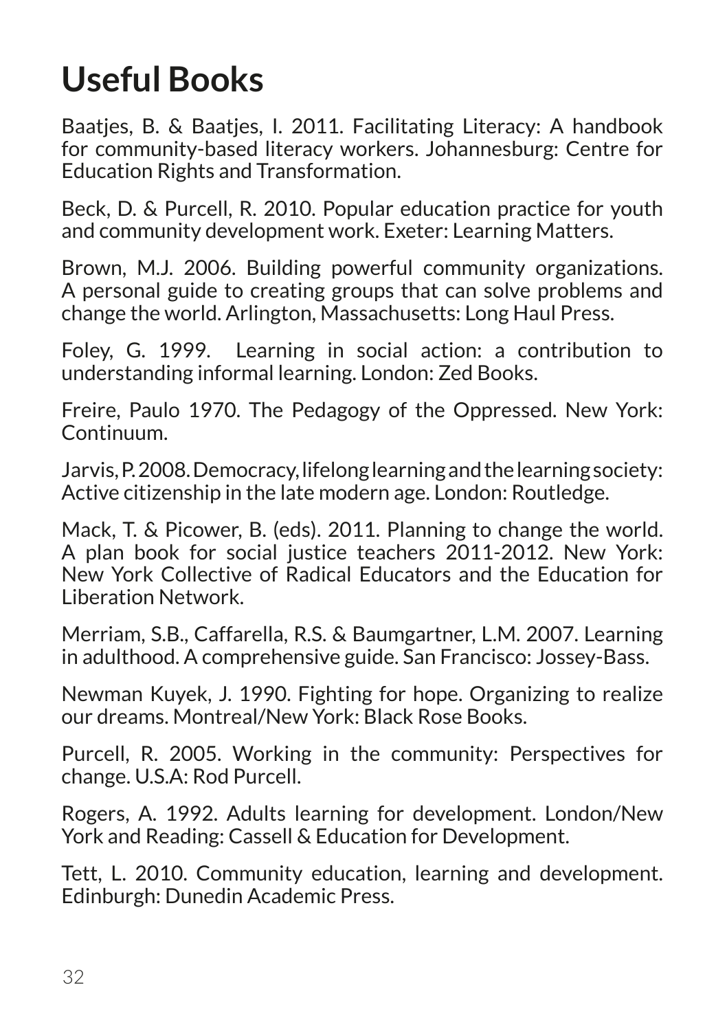# Useful Books

Baatjes, B. & Baatjes, I. 2011. Facilitating Literacy: A handbook for community-based literacy workers. Johannesburg: Centre for Education Rights and Transformation.

Beck, D. & Purcell, R. 2010. Popular education practice for youth and community development work. Exeter: Learning Matters.

Brown, M.J. 2006. Building powerful community organizations. A personal guide to creating groups that can solve problems and change the world. Arlington, Massachusetts: Long Haul Press.

Foley, G. 1999. Learning in social action: a contribution to understanding informal learning. London: Zed Books.

Freire, Paulo 1970. The Pedagogy of the Oppressed. New York: Continuum.

Jarvis, P. 2008. Democracy, lifelong learning and the learning society: Active citizenship in the late modern age. London: Routledge.

Mack, T. & Picower, B. (eds). 2011. Planning to change the world. A plan book for social justice teachers 2011-2012. New York: New York Collective of Radical Educators and the Education for Liberation Network.

Merriam, S.B., Caffarella, R.S. & Baumgartner, L.M. 2007. Learning in adulthood. A comprehensive guide. San Francisco: Jossey-Bass.

Newman Kuyek, J. 1990. Fighting for hope. Organizing to realize our dreams. Montreal/New York: Black Rose Books.

Purcell, R. 2005. Working in the community: Perspectives for change. U.S.A: Rod Purcell.

Rogers, A. 1992. Adults learning for development. London/New York and Reading: Cassell & Education for Development.

Tett, L. 2010. Community education, learning and development. Edinburgh: Dunedin Academic Press.